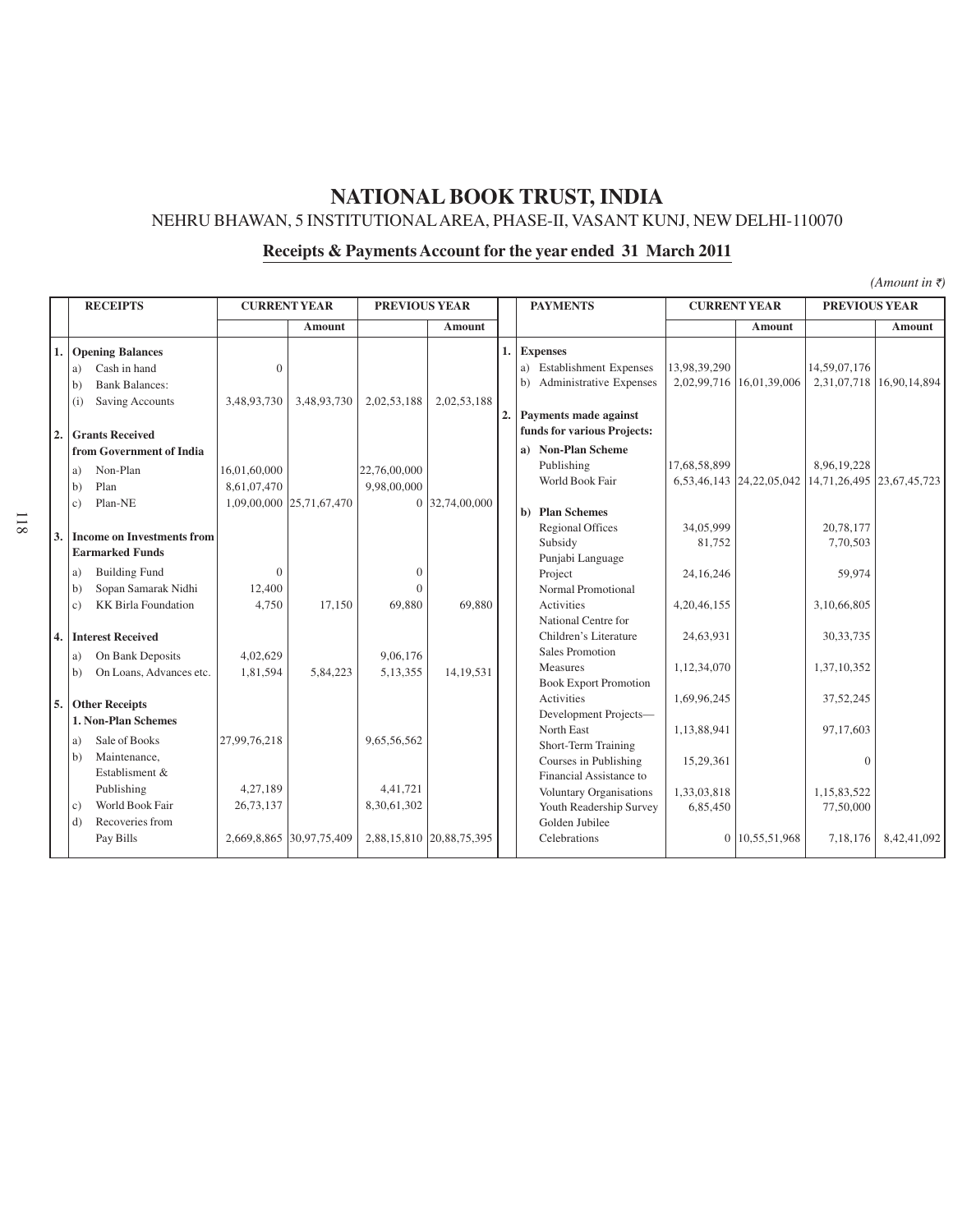# NATIONAL BOOK TRUST, INDIA

NEHRU BHAWAN, 5 INSTITUTIONAL AREA, PHASE-II, VASANT KUNJ, NEW DELHI-110070

## Receipts & Payments Account for the year ended 31 March 2011

*(Amount in ₹)*

| | RECEIPTS | CURRENT YEAR | | PREVIOUS YEAR | | | PAYMENTS | CURRENT YEAR | | PREVIOUS YEAR | |
|---|---|---|---|---|---|---|---|---|---|---|---|
| | | | Amount | | Amount | | | | Amount | | Amount |
| 1. | **Opening Balances** | | | | | 1. | **Expenses** | | | | |
| | a) Cash in hand | 0 | | | | | a) Establishment Expenses | 13,98,39,290 | | 14,59,07,176 | |
| | b) Bank Balances: | | | | | | b) Administrative Expenses | 2,02,99,716 | 16,01,39,006 | 2,31,07,718 | 16,90,14,894 |
| | (i) Saving Accounts | 3,48,93,730 | 3,48,93,730 | 2,02,53,188 | 2,02,53,188 | | | | | | |
| | | | | | | 2. | **Payments made against funds for various Projects:** | | | | |
| 2. | **Grants Received from Government of India** | | | | | | **a) Non-Plan Scheme** | | | | |
| | a) Non-Plan | 16,01,60,000 | | 22,76,00,000 | | | Publishing | 17,68,58,899 | | 8,96,19,228 | |
| | b) Plan | 8,61,07,470 | | 9,98,00,000 | | | World Book Fair | 6,53,46,143 | 24,22,05,042 | 14,71,26,495 | 23,67,45,723 |
| | c) Plan-NE | 1,09,00,000 | 25,71,67,470 | 0 | 32,74,00,000 | | | | | | |
| | | | | | | | **b) Plan Schemes** | | | | |
| 3. | **Income on Investments from Earmarked Funds** | | | | | | Regional Offices | 34,05,999 | | 20,78,177 | |
| | | | | | | | Subsidy | 81,752 | | 7,70,503 | |
| | a) Building Fund | 0 | | 0 | | | Punjabi Language Project | 24,16,246 | | 59,974 | |
| | b) Sopan Samarak Nidhi | 12,400 | | 0 | | | Normal Promotional Activities | 4,20,46,155 | | 3,10,66,805 | |
| | c) KK Birla Foundation | 4,750 | 17,150 | 69,880 | 69,880 | | National Centre for Children's Literature | 24,63,931 | | 30,33,735 | |
| 4. | **Interest Received** | | | | | | Sales Promotion Measures | 1,12,34,070 | | 1,37,10,352 | |
| | a) On Bank Deposits | 4,02,629 | | 9,06,176 | | | Book Export Promotion Activities | 1,69,96,245 | | 37,52,245 | |
| | b) On Loans, Advances etc. | 1,81,594 | 5,84,223 | 5,13,355 | 14,19,531 | | Development Projects— North East | 1,13,88,941 | | 97,17,603 | |
| 5. | **Other Receipts** | | | | | | Short-Term Training Courses in Publishing | 15,29,361 | | 0 | |
| | **1. Non-Plan Schemes** | | | | | | Financial Assistance to Voluntary Organisations | 1,33,03,818 | | 1,15,83,522 | |
| | a) Sale of Books | 27,99,76,218 | | 9,65,56,562 | | | Youth Readership Survey | 6,85,450 | | 77,50,000 | |
| | b) Maintenance, Establisment & Publishing | 4,27,189 | | 4,41,721 | | | Golden Jubilee Celebrations | 0 | 10,55,51,968 | 7,18,176 | 8,42,41,092 |
| | c) World Book Fair | 26,73,137 | | 8,30,61,302 | | | | | | | |
| | d) Recoveries from Pay Bills | 2,669,8,865 | 30,97,75,409 | 2,88,15,810 | 20,88,75,395 | | | | | | |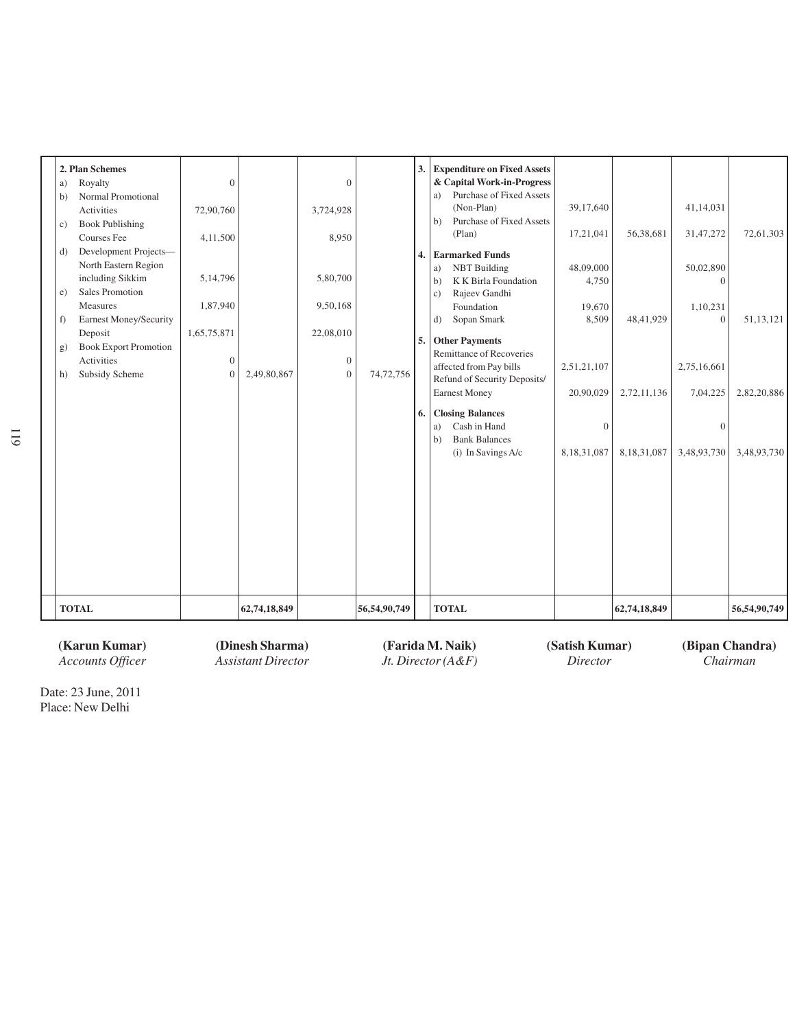| Receipts | | | | | | Payments | | | | |
|---|---|---|---|---|---|---|---|---|---|---|
| **2. Plan Schemes** | | | | | **3.** | **Expenditure on Fixed Assets & Capital Work-in-Progress** | | | | |
| a) Royalty | 0 | | 0 | | | a) Purchase of Fixed Assets (Non-Plan) | 39,17,640 | | 41,14,031 | |
| b) Normal Promotional Activities | 72,90,760 | | 3,724,928 | | | b) Purchase of Fixed Assets (Plan) | 17,21,041 | 56,38,681 | 31,47,272 | 72,61,303 |
| c) Book Publishing Courses Fee | 4,11,500 | | 8,950 | | **4.** | **Earmarked Funds** | | | | |
| d) Development Projects—North Eastern Region including Sikkim | 5,14,796 | | 5,80,700 | | | a) NBT Building | 48,09,000 | | 50,02,890 | |
| e) Sales Promotion Measures | 1,87,940 | | 9,50,168 | | | b) K K Birla Foundation | 4,750 | | 0 | |
| f) Earnest Money/Security Deposit | 1,65,75,871 | | 22,08,010 | | | c) Rajeev Gandhi Foundation | 19,670 | | 1,10,231 | |
| g) Book Export Promotion Activities | 0 | | 0 | | | d) Sopan Smark | 8,509 | 48,41,929 | 0 | 51,13,121 |
| h) Subsidy Scheme | 0 | 2,49,80,867 | 0 | 74,72,756 | **5.** | **Other Payments** | | | | |
| | | | | | | Remittance of Recoveries affected from Pay bills | 2,51,21,107 | | 2,75,16,661 | |
| | | | | | | Refund of Security Deposits/ Earnest Money | 20,90,029 | 2,72,11,136 | 7,04,225 | 2,82,20,886 |
| | | | | | **6.** | **Closing Balances** | | | | |
| | | | | | | a) Cash in Hand | 0 | | 0 | |
| | | | | | | b) Bank Balances (i) In Savings A/c | 8,18,31,087 | 8,18,31,087 | 3,48,93,730 | 3,48,93,730 |
| **TOTAL** | | **62,74,18,849** | | **56,54,90,749** | | **TOTAL** | | **62,74,18,849** | | **56,54,90,749** |

**(Karun Kumar)** *Accounts Officer* **(Dinesh Sharma)** *Assistant Director* **(Farida M. Naik)** *Jt. Director (A&F)* **(Satish Kumar)** *Director* **(Bipan Chandra)** *Chairman*

Date: 23 June, 2011
Place: New Delhi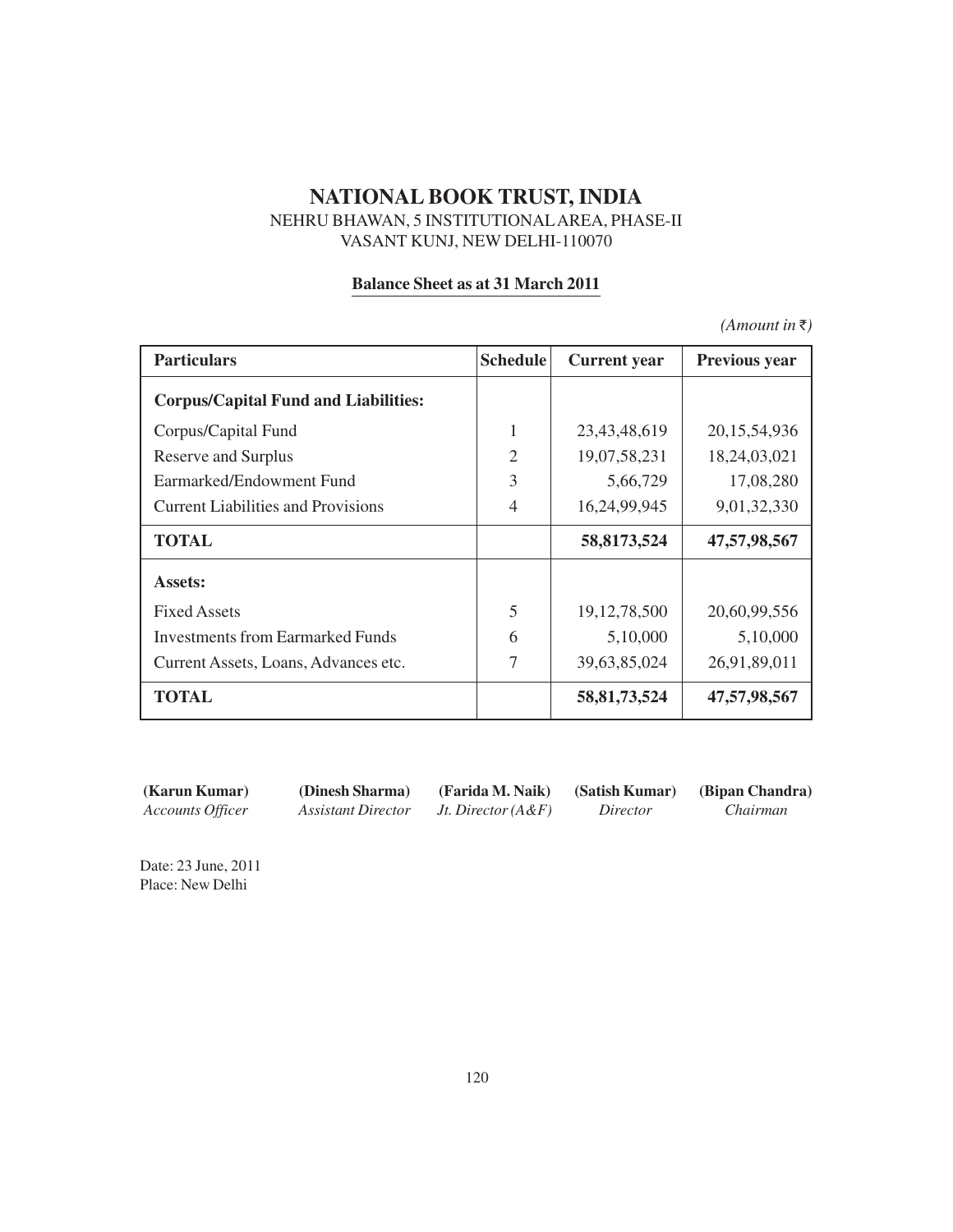# NATIONAL BOOK TRUST, INDIA

NEHRU BHAWAN, 5 INSTITUTIONAL AREA, PHASE-II
VASANT KUNJ, NEW DELHI-110070

## Balance Sheet as at 31 March 2011

*(Amount in ₹)*

| Particulars | Schedule | Current year | Previous year |
|---|---|---|---|
| **Corpus/Capital Fund and Liabilities:** | | | |
| Corpus/Capital Fund | 1 | 23,43,48,619 | 20,15,54,936 |
| Reserve and Surplus | 2 | 19,07,58,231 | 18,24,03,021 |
| Earmarked/Endowment Fund | 3 | 5,66,729 | 17,08,280 |
| Current Liabilities and Provisions | 4 | 16,24,99,945 | 9,01,32,330 |
| **TOTAL** | | **58,8173,524** | **47,57,98,567** |
| **Assets:** | | | |
| Fixed Assets | 5 | 19,12,78,500 | 20,60,99,556 |
| Investments from Earmarked Funds | 6 | 5,10,000 | 5,10,000 |
| Current Assets, Loans, Advances etc. | 7 | 39,63,85,024 | 26,91,89,011 |
| **TOTAL** | | **58,81,73,524** | **47,57,98,567** |

| **(Karun Kumar)** | **(Dinesh Sharma)** | **(Farida M. Naik)** | **(Satish Kumar)** | **(Bipan Chandra)** |
|---|---|---|---|---|
| *Accounts Officer* | *Assistant Director* | *Jt. Director (A&F)* | *Director* | *Chairman* |

Date: 23 June, 2011
Place: New Delhi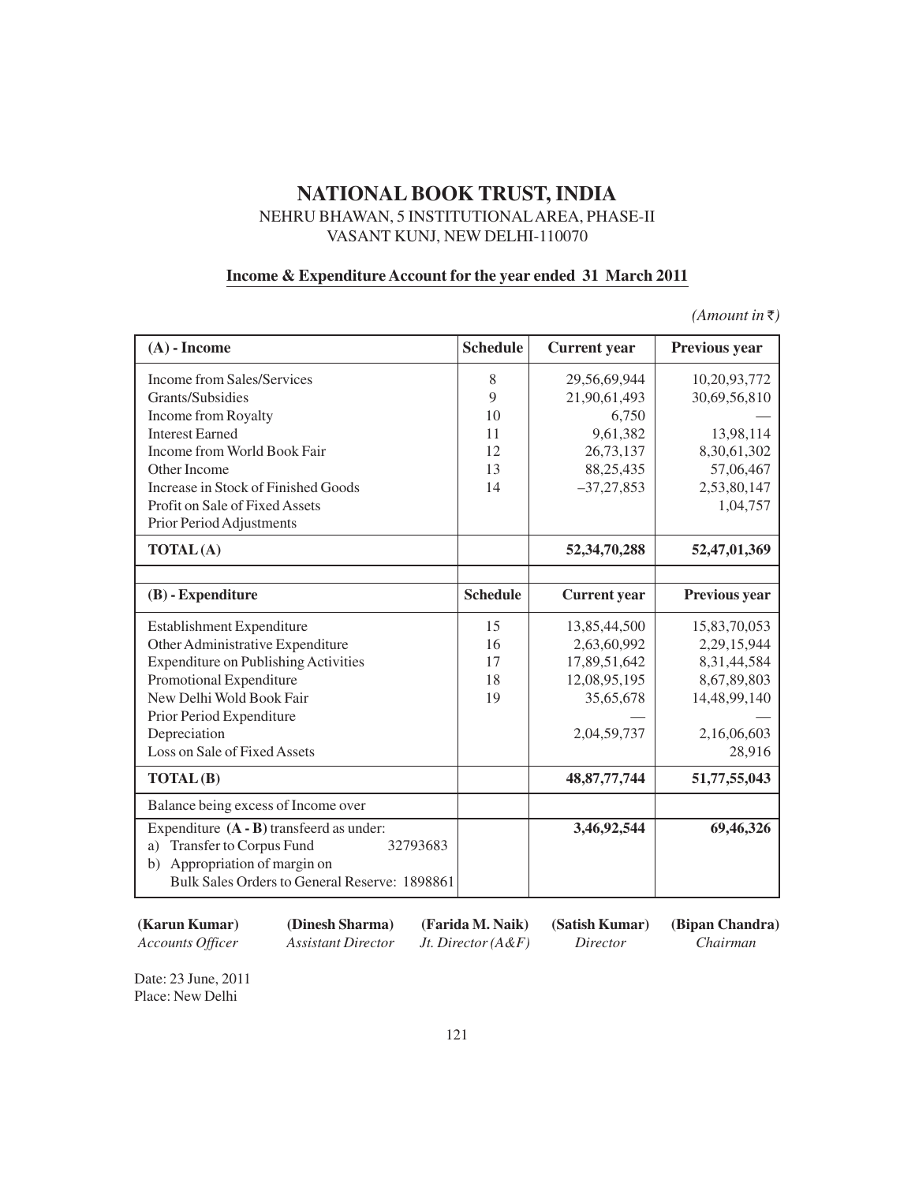# NATIONAL BOOK TRUST, INDIA

NEHRU BHAWAN, 5 INSTITUTIONAL AREA, PHASE-II
VASANT KUNJ, NEW DELHI-110070

## Income & Expenditure Account for the year ended 31 March 2011

*(Amount in ₹)*

| (A) - Income | Schedule | Current year | Previous year |
|---|---|---|---|
| Income from Sales/Services | 8 | 29,56,69,944 | 10,20,93,772 |
| Grants/Subsidies | 9 | 21,90,61,493 | 30,69,56,810 |
| Income from Royalty | 10 | 6,750 | — |
| Interest Earned | 11 | 9,61,382 | 13,98,114 |
| Income from World Book Fair | 12 | 26,73,137 | 8,30,61,302 |
| Other Income | 13 | 88,25,435 | 57,06,467 |
| Increase in Stock of Finished Goods | 14 | –37,27,853 | 2,53,80,147 |
| Profit on Sale of Fixed Assets | | | 1,04,757 |
| Prior Period Adjustments | | | |
| **TOTAL (A)** | | **52,34,70,288** | **52,47,01,369** |

| (B) - Expenditure | Schedule | Current year | Previous year |
|---|---|---|---|
| Establishment Expenditure | 15 | 13,85,44,500 | 15,83,70,053 |
| Other Administrative Expenditure | 16 | 2,63,60,992 | 2,29,15,944 |
| Expenditure on Publishing Activities | 17 | 17,89,51,642 | 8,31,44,584 |
| Promotional Expenditure | 18 | 12,08,95,195 | 8,67,89,803 |
| New Delhi Wold Book Fair | 19 | 35,65,678 | 14,48,99,140 |
| Prior Period Expenditure | | — | — |
| Depreciation | | 2,04,59,737 | 2,16,06,603 |
| Loss on Sale of Fixed Assets | | | 28,916 |
| **TOTAL (B)** | | **48,87,77,744** | **51,77,55,043** |
| Balance being excess of Income over | | | |
| Expenditure **(A - B)** transfeerd as under:<br>a) Transfer to Corpus Fund 32793683<br>b) Appropriation of margin on Bulk Sales Orders to General Reserve: 1898861 | | **3,46,92,544** | **69,46,326** |

| **(Karun Kumar)** | **(Dinesh Sharma)** | **(Farida M. Naik)** | **(Satish Kumar)** | **(Bipan Chandra)** |
|---|---|---|---|---|
| *Accounts Officer* | *Assistant Director* | *Jt. Director (A&F)* | *Director* | *Chairman* |

Date: 23 June, 2011
Place: New Delhi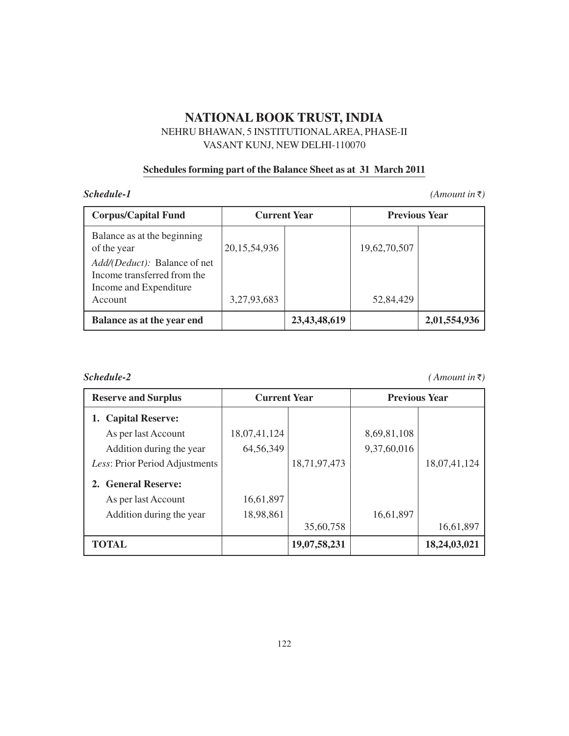# NATIONAL BOOK TRUST, INDIA

NEHRU BHAWAN, 5 INSTITUTIONAL AREA, PHASE-II
VASANT KUNJ, NEW DELHI-110070

**Schedules forming part of the Balance Sheet as at 31 March 2011**

***Schedule-1*** *(Amount in ₹)*

| Corpus/Capital Fund | Current Year | | Previous Year | |
|---|---|---|---|---|
| Balance as at the beginning of the year | 20,15,54,936 | | 19,62,70,507 | |
| *Add/(Deduct):* Balance of net Income transferred from the Income and Expenditure Account | 3,27,93,683 | | 52,84,429 | |
| **Balance as at the year end** | | **23,43,48,619** | | **2,01,554,936** |

***Schedule-2*** *( Amount in ₹)*

| Reserve and Surplus | Current Year | | Previous Year | |
|---|---|---|---|---|
| **1. Capital Reserve:** | | | | |
| As per last Account | 18,07,41,124 | | 8,69,81,108 | |
| Addition during the year | 64,56,349 | | 9,37,60,016 | |
| *Less*: Prior Period Adjustments | | 18,71,97,473 | | 18,07,41,124 |
| **2. General Reserve:** | | | | |
| As per last Account | 16,61,897 | | | |
| Addition during the year | 18,98,861 | | 16,61,897 | |
| | | 35,60,758 | | 16,61,897 |
| **TOTAL** | | **19,07,58,231** | | **18,24,03,021** |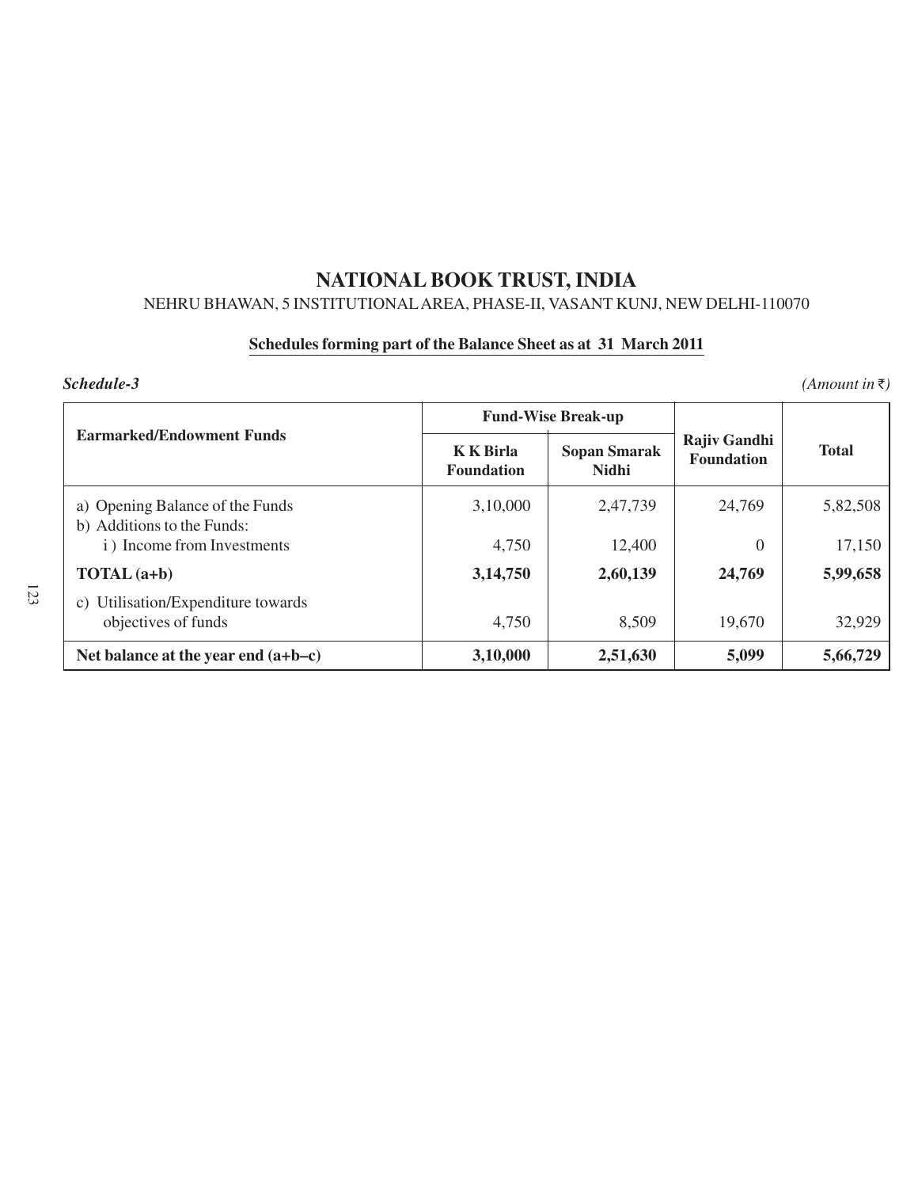# NATIONAL BOOK TRUST, INDIA

NEHRU BHAWAN, 5 INSTITUTIONAL AREA, PHASE-II, VASANT KUNJ, NEW DELHI-110070

**Schedules forming part of the Balance Sheet as at 31 March 2011**

***Schedule-3*** *(Amount in ₹)*

| **Earmarked/Endowment Funds** | **Fund-Wise Break-up** | | **Rajiv Gandhi Foundation** | **Total** |
|---|---|---|---|---|
| | **K K Birla Foundation** | **Sopan Smarak Nidhi** | | |
| a) Opening Balance of the Funds | 3,10,000 | 2,47,739 | 24,769 | 5,82,508 |
| b) Additions to the Funds: | | | | |
| i ) Income from Investments | 4,750 | 12,400 | 0 | 17,150 |
| **TOTAL (a+b)** | **3,14,750** | **2,60,139** | **24,769** | **5,99,658** |
| c) Utilisation/Expenditure towards objectives of funds | 4,750 | 8,509 | 19,670 | 32,929 |
| **Net balance at the year end (a+b–c)** | **3,10,000** | **2,51,630** | **5,099** | **5,66,729** |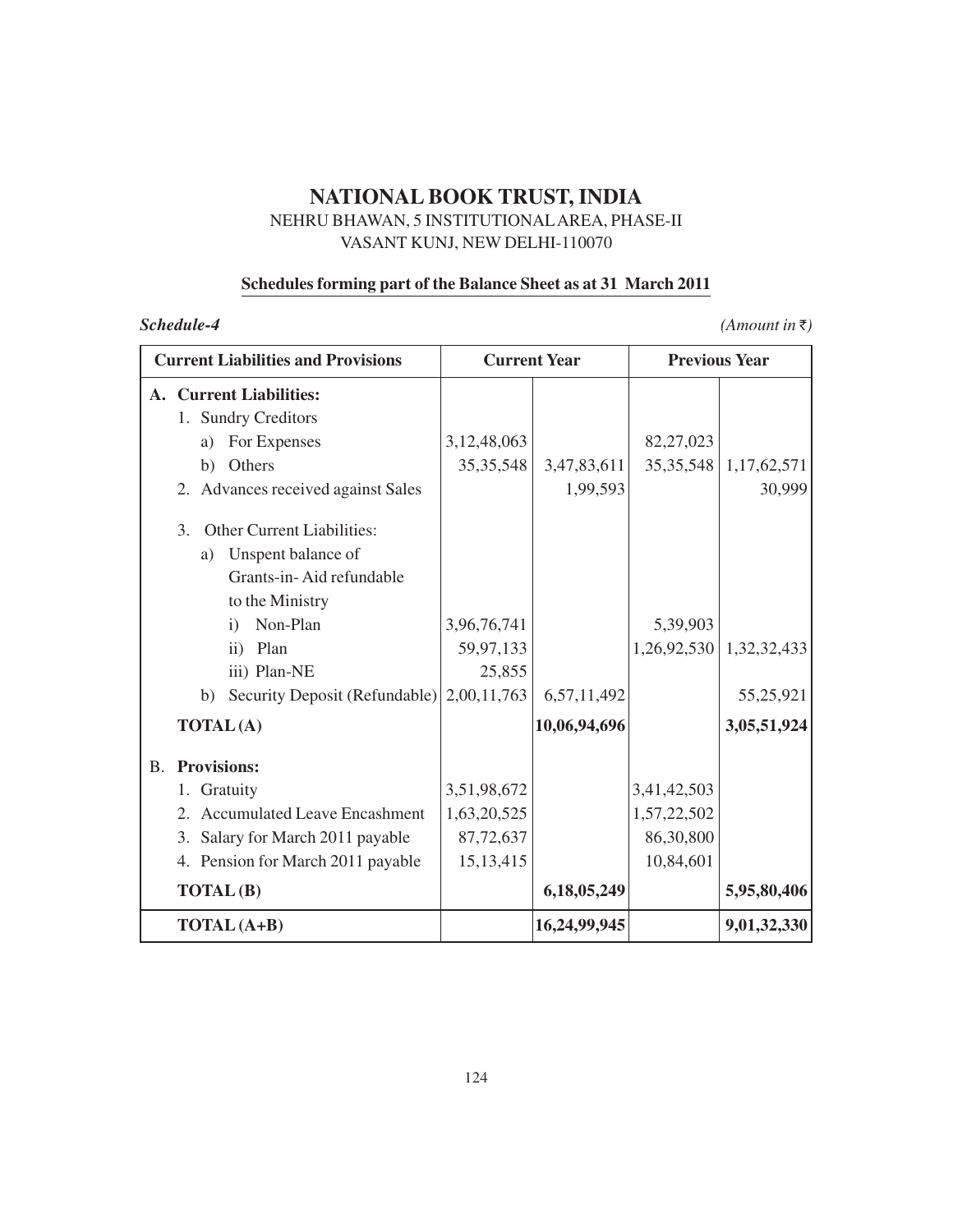# NATIONAL BOOK TRUST, INDIA

NEHRU BHAWAN, 5 INSTITUTIONAL AREA, PHASE-II
VASANT KUNJ, NEW DELHI-110070

**Schedules forming part of the Balance Sheet as at 31 March 2011**

***Schedule-4*** *(Amount in ₹)*

| Current Liabilities and Provisions | Current Year | | Previous Year | |
|---|---|---|---|---|
| **A. Current Liabilities:** | | | | |
| 1. Sundry Creditors | | | | |
| a) For Expenses | 3,12,48,063 | | 82,27,023 | |
| b) Others | 35,35,548 | 3,47,83,611 | 35,35,548 | 1,17,62,571 |
| 2. Advances received against Sales | | 1,99,593 | | 30,999 |
| 3. Other Current Liabilities: | | | | |
| a) Unspent balance of Grants-in- Aid refundable to the Ministry | | | | |
| i) Non-Plan | 3,96,76,741 | | 5,39,903 | |
| ii) Plan | 59,97,133 | | 1,26,92,530 | 1,32,32,433 |
| iii) Plan-NE | 25,855 | | | |
| b) Security Deposit (Refundable) | 2,00,11,763 | 6,57,11,492 | | 55,25,921 |
| **TOTAL (A)** | | **10,06,94,696** | | **3,05,51,924** |
| **B. Provisions:** | | | | |
| 1. Gratuity | 3,51,98,672 | | 3,41,42,503 | |
| 2. Accumulated Leave Encashment | 1,63,20,525 | | 1,57,22,502 | |
| 3. Salary for March 2011 payable | 87,72,637 | | 86,30,800 | |
| 4. Pension for March 2011 payable | 15,13,415 | | 10,84,601 | |
| **TOTAL (B)** | | **6,18,05,249** | | **5,95,80,406** |
| **TOTAL (A+B)** | | **16,24,99,945** | | **9,01,32,330** |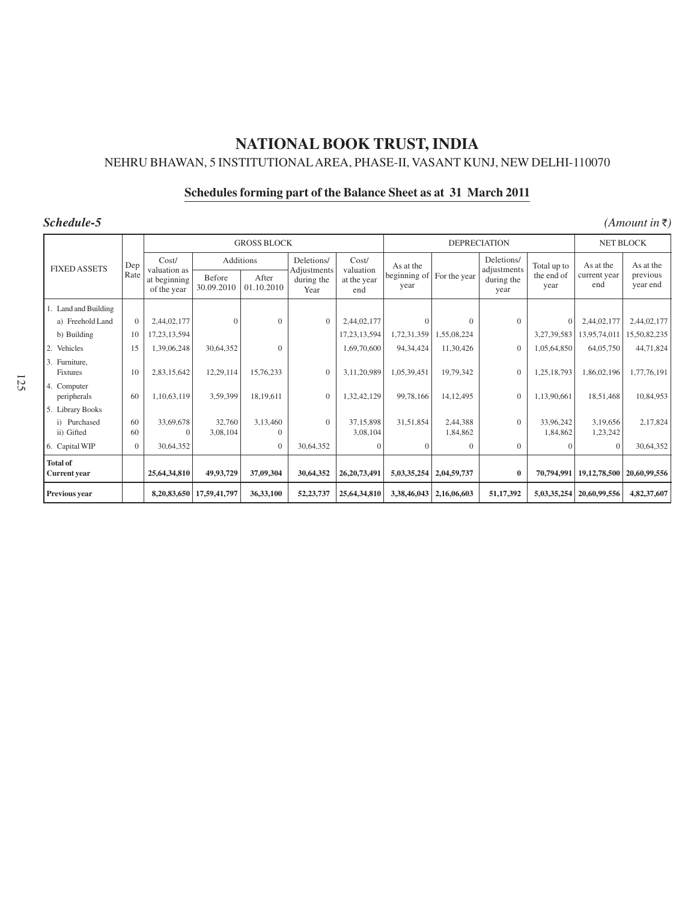# NATIONAL BOOK TRUST, INDIA

NEHRU BHAWAN, 5 INSTITUTIONAL AREA, PHASE-II, VASANT KUNJ, NEW DELHI-110070

## Schedules forming part of the Balance Sheet as at 31 March 2011

***Schedule-5*** *(Amount in ₹)*

| FIXED ASSETS | Dep Rate | GROSS BLOCK | | | | | DEPRECIATION | | | | NET BLOCK | |
|---|---|---|---|---|---|---|---|---|---|---|---|---|
| | | Cost/ valuation as at beginning of the year | Additions Before 30.09.2010 | Additions After 01.10.2010 | Deletions/ Adjustments during the Year | Cost/ valuation at the year end | As at the beginning of year | For the year | Deletions/ adjustments during the year | Total up to the end of year | As at the current year end | As at the previous year end |
| 1. Land and Building | | | | | | | | | | | | |
| a) Freehold Land | 0 | 2,44,02,177 | 0 | 0 | 0 | 2,44,02,177 | 0 | 0 | 0 | 0 | 2,44,02,177 | 2,44,02,177 |
| b) Building | 10 | 17,23,13,594 | | | | 17,23,13,594 | 1,72,31,359 | 1,55,08,224 | | 3,27,39,583 | 13,95,74,011 | 15,50,82,235 |
| 2. Vehicles | 15 | 1,39,06,248 | 30,64,352 | 0 | | 1,69,70,600 | 94,34,424 | 11,30,426 | 0 | 1,05,64,850 | 64,05,750 | 44,71,824 |
| 3. Furniture, Fixtures | 10 | 2,83,15,642 | 12,29,114 | 15,76,233 | 0 | 3,11,20,989 | 1,05,39,451 | 19,79,342 | 0 | 1,25,18,793 | 1,86,02,196 | 1,77,76,191 |
| 4. Computer peripherals | 60 | 1,10,63,119 | 3,59,399 | 18,19,611 | 0 | 1,32,42,129 | 99,78,166 | 14,12,495 | 0 | 1,13,90,661 | 18,51,468 | 10,84,953 |
| 5. Library Books | | | | | | | | | | | | |
| i) Purchased | 60 | 33,69,678 | 32,760 | 3,13,460 | 0 | 37,15,898 | 31,51,854 | 2,44,388 | 0 | 33,96,242 | 3,19,656 | 2,17,824 |
| ii) Gifted | 60 | 0 | 3,08,104 | 0 | | 3,08,104 | | 1,84,862 | | 1,84,862 | 1,23,242 | |
| 6. Capital WIP | 0 | 30,64,352 | | 0 | 30,64,352 | 0 | 0 | 0 | 0 | 0 | 0 | 30,64,352 |
| **Total of Current year** | | **25,64,34,810** | **49,93,729** | **37,09,304** | **30,64,352** | **26,20,73,491** | **5,03,35,254** | **2,04,59,737** | **0** | **70,794,991** | **19,12,78,500** | **20,60,99,556** |
| **Previous year** | | **8,20,83,650** | **17,59,41,797** | **36,33,100** | **52,23,737** | **25,64,34,810** | **3,38,46,043** | **2,16,06,603** | **51,17,392** | **5,03,35,254** | **20,60,99,556** | **4,82,37,607** |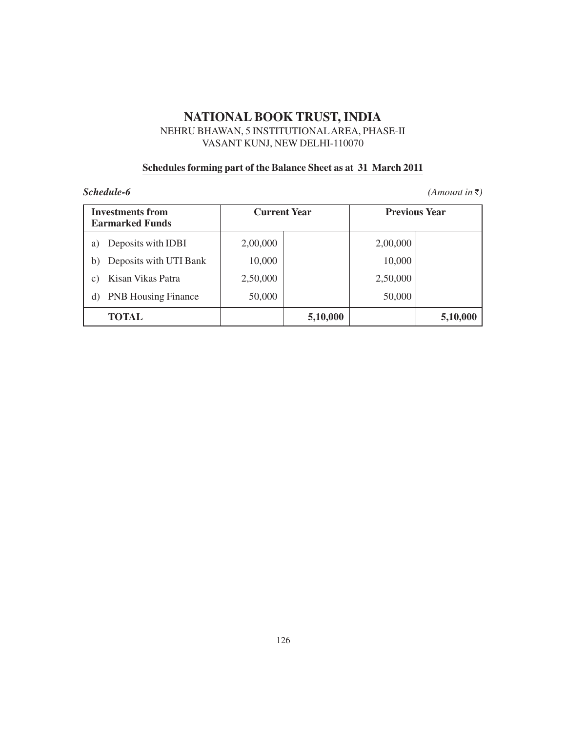# NATIONAL BOOK TRUST, INDIA

NEHRU BHAWAN, 5 INSTITUTIONAL AREA, PHASE-II
VASANT KUNJ, NEW DELHI-110070

**Schedules forming part of the Balance Sheet as at 31 March 2011**

***Schedule-6*** *(Amount in ₹)*

| **Investments from Earmarked Funds** | **Current Year** | | **Previous Year** | |
|---|---|---|---|---|
| a) Deposits with IDBI | 2,00,000 | | 2,00,000 | |
| b) Deposits with UTI Bank | 10,000 | | 10,000 | |
| c) Kisan Vikas Patra | 2,50,000 | | 2,50,000 | |
| d) PNB Housing Finance | 50,000 | | 50,000 | |
| **TOTAL** | | **5,10,000** | | **5,10,000** |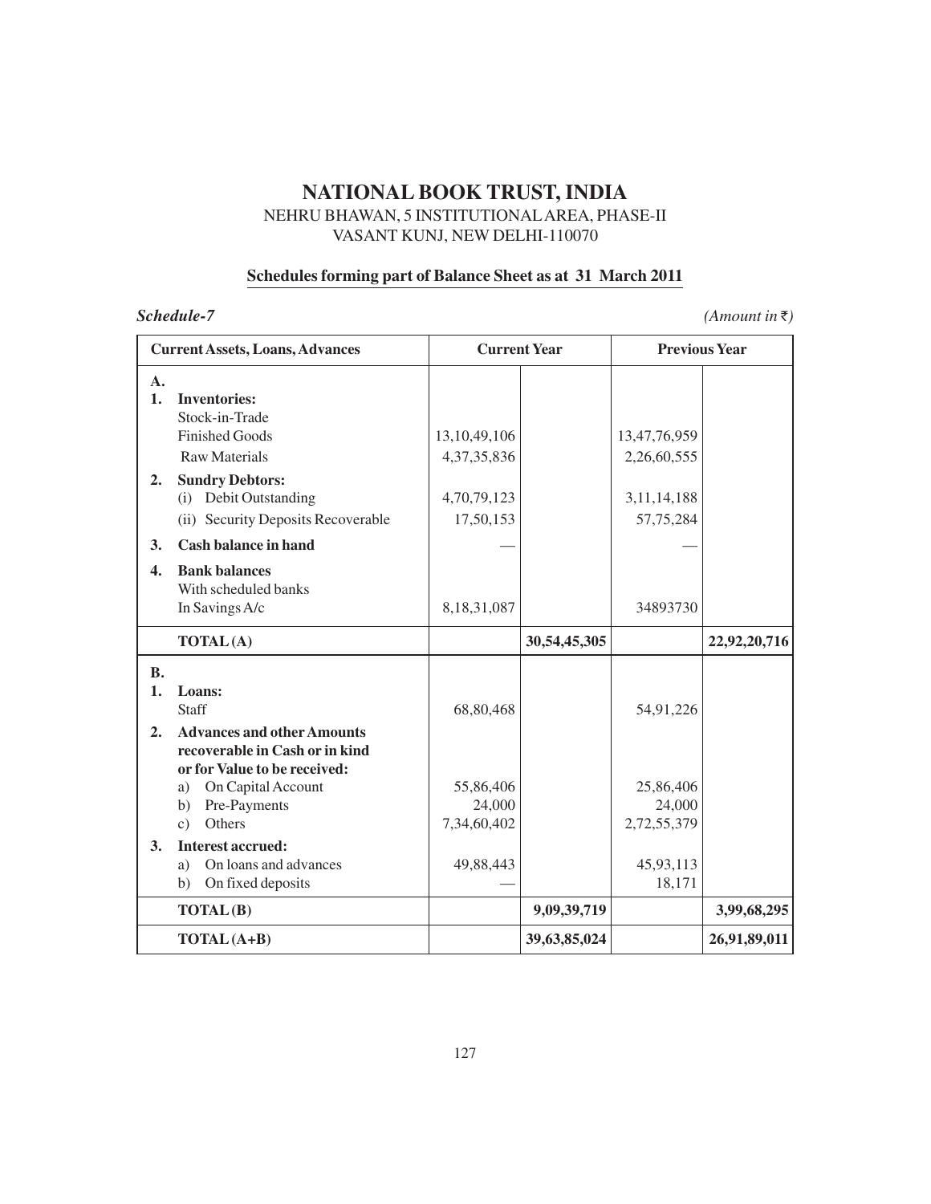# NATIONAL BOOK TRUST, INDIA

NEHRU BHAWAN, 5 INSTITUTIONAL AREA, PHASE-II
VASANT KUNJ, NEW DELHI-110070

## Schedules forming part of Balance Sheet as at 31 March 2011

***Schedule-7*** *(Amount in ₹)*

| Current Assets, Loans, Advances | Current Year | | Previous Year | |
|---|---|---|---|---|
| **A.** | | | | |
| **1. Inventories:** | | | | |
| Stock-in-Trade | | | | |
| Finished Goods | 13,10,49,106 | | 13,47,76,959 | |
| Raw Materials | 4,37,35,836 | | 2,26,60,555 | |
| **2. Sundry Debtors:** | | | | |
| (i) Debit Outstanding | 4,70,79,123 | | 3,11,14,188 | |
| (ii) Security Deposits Recoverable | 17,50,153 | | 57,75,284 | |
| **3. Cash balance in hand** | — | | — | |
| **4. Bank balances** | | | | |
| With scheduled banks | | | | |
| In Savings A/c | 8,18,31,087 | | 34893730 | |
| **TOTAL (A)** | | **30,54,45,305** | | **22,92,20,716** |
| **B.** | | | | |
| **1. Loans:** | | | | |
| Staff | 68,80,468 | | 54,91,226 | |
| **2. Advances and other Amounts recoverable in Cash or in kind or for Value to be received:** | | | | |
| a) On Capital Account | 55,86,406 | | 25,86,406 | |
| b) Pre-Payments | 24,000 | | 24,000 | |
| c) Others | 7,34,60,402 | | 2,72,55,379 | |
| **3. Interest accrued:** | | | | |
| a) On loans and advances | 49,88,443 | | 45,93,113 | |
| b) On fixed deposits | — | | 18,171 | |
| **TOTAL (B)** | | **9,09,39,719** | | **3,99,68,295** |
| **TOTAL (A+B)** | | **39,63,85,024** | | **26,91,89,011** |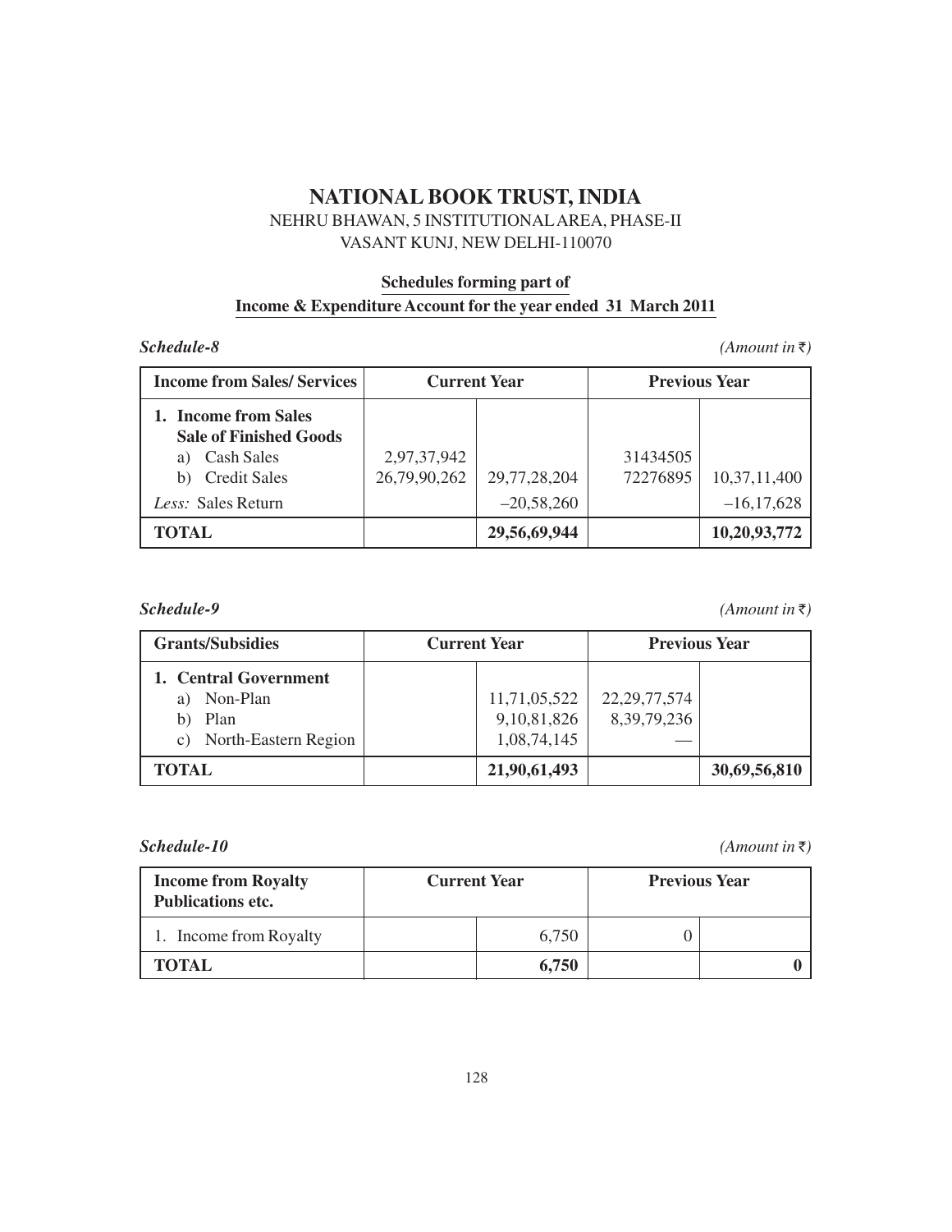# NATIONAL BOOK TRUST, INDIA

NEHRU BHAWAN, 5 INSTITUTIONAL AREA, PHASE-II
VASANT KUNJ, NEW DELHI-110070

## Schedules forming part of Income & Expenditure Account for the year ended 31 March 2011

***Schedule-8*** *(Amount in ₹)*

| Income from Sales/ Services | Current Year | | Previous Year | |
|---|---|---|---|---|
| **1. Income from Sales** | | | | |
| **Sale of Finished Goods** | | | | |
| a) Cash Sales | 2,97,37,942 | | 31434505 | |
| b) Credit Sales | 26,79,90,262 | 29,77,28,204 | 72276895 | 10,37,11,400 |
| *Less:* Sales Return | | –20,58,260 | | –16,17,628 |
| **TOTAL** | | **29,56,69,944** | | **10,20,93,772** |

***Schedule-9*** *(Amount in ₹)*

| Grants/Subsidies | Current Year | | Previous Year | |
|---|---|---|---|---|
| **1. Central Government** | | | | |
| a) Non-Plan | | 11,71,05,522 | 22,29,77,574 | |
| b) Plan | | 9,10,81,826 | 8,39,79,236 | |
| c) North-Eastern Region | | 1,08,74,145 | — | |
| **TOTAL** | | **21,90,61,493** | | **30,69,56,810** |

***Schedule-10*** *(Amount in ₹)*

| Income from Royalty Publications etc. | Current Year | | Previous Year | |
|---|---|---|---|---|
| 1. Income from Royalty | | 6,750 | 0 | |
| **TOTAL** | | **6,750** | | **0** |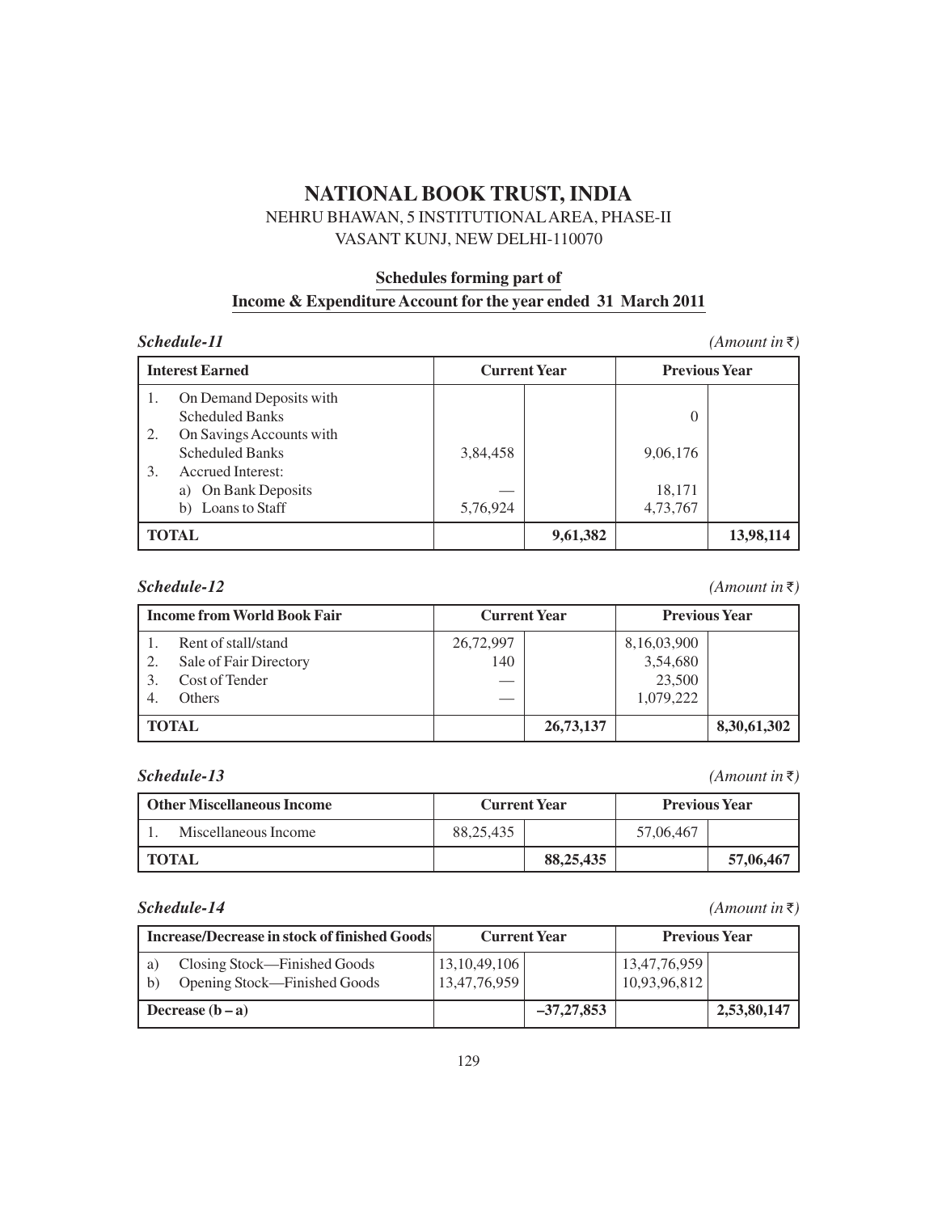# NATIONAL BOOK TRUST, INDIA

NEHRU BHAWAN, 5 INSTITUTIONAL AREA, PHASE-II
VASANT KUNJ, NEW DELHI-110070

## Schedules forming part of
## Income & Expenditure Account for the year ended 31 March 2011

***Schedule-11*** *(Amount in ₹)*

| Interest Earned | Current Year | | Previous Year | |
|---|---|---|---|---|
| 1. On Demand Deposits with Scheduled Banks | | | 0 | |
| 2. On Savings Accounts with Scheduled Banks | 3,84,458 | | 9,06,176 | |
| 3. Accrued Interest: | | | | |
| a) On Bank Deposits | — | | 18,171 | |
| b) Loans to Staff | 5,76,924 | | 4,73,767 | |
| **TOTAL** | | **9,61,382** | | **13,98,114** |

***Schedule-12*** *(Amount in ₹)*

| Income from World Book Fair | Current Year | | Previous Year | |
|---|---|---|---|---|
| 1. Rent of stall/stand | 26,72,997 | | 8,16,03,900 | |
| 2. Sale of Fair Directory | 140 | | 3,54,680 | |
| 3. Cost of Tender | — | | 23,500 | |
| 4. Others | — | | 1,079,222 | |
| **TOTAL** | | **26,73,137** | | **8,30,61,302** |

***Schedule-13*** *(Amount in ₹)*

| Other Miscellaneous Income | Current Year | | Previous Year | |
|---|---|---|---|---|
| 1. Miscellaneous Income | 88,25,435 | | 57,06,467 | |
| **TOTAL** | | **88,25,435** | | **57,06,467** |

***Schedule-14*** *(Amount in ₹)*

| Increase/Decrease in stock of finished Goods | Current Year | | Previous Year | |
|---|---|---|---|---|
| a) Closing Stock—Finished Goods | 13,10,49,106 | | 13,47,76,959 | |
| b) Opening Stock—Finished Goods | 13,47,76,959 | | 10,93,96,812 | |
| **Decrease (b – a)** | | **–37,27,853** | | **2,53,80,147** |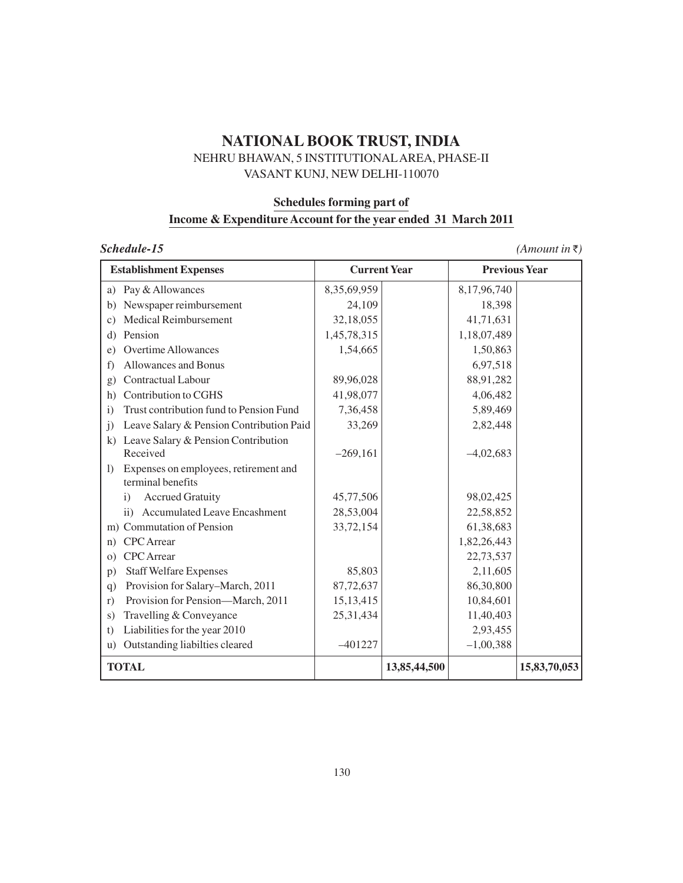# NATIONAL BOOK TRUST, INDIA

NEHRU BHAWAN, 5 INSTITUTIONAL AREA, PHASE-II
VASANT KUNJ, NEW DELHI-110070

## Schedules forming part of Income & Expenditure Account for the year ended 31 March 2011

***Schedule-15*** *(Amount in ₹)*

| Establishment Expenses | Current Year | | Previous Year | |
|---|---|---|---|---|
| a) Pay & Allowances | 8,35,69,959 | | 8,17,96,740 | |
| b) Newspaper reimbursement | 24,109 | | 18,398 | |
| c) Medical Reimbursement | 32,18,055 | | 41,71,631 | |
| d) Pension | 1,45,78,315 | | 1,18,07,489 | |
| e) Overtime Allowances | 1,54,665 | | 1,50,863 | |
| f) Allowances and Bonus | | | 6,97,518 | |
| g) Contractual Labour | 89,96,028 | | 88,91,282 | |
| h) Contribution to CGHS | 41,98,077 | | 4,06,482 | |
| i) Trust contribution fund to Pension Fund | 7,36,458 | | 5,89,469 | |
| j) Leave Salary & Pension Contribution Paid | 33,269 | | 2,82,448 | |
| k) Leave Salary & Pension Contribution Received | –269,161 | | –4,02,683 | |
| l) Expenses on employees, retirement and terminal benefits | | | | |
| i) Accrued Gratuity | 45,77,506 | | 98,02,425 | |
| ii) Accumulated Leave Encashment | 28,53,004 | | 22,58,852 | |
| m) Commutation of Pension | 33,72,154 | | 61,38,683 | |
| n) CPC Arrear | | | 1,82,26,443 | |
| o) CPC Arrear | | | 22,73,537 | |
| p) Staff Welfare Expenses | 85,803 | | 2,11,605 | |
| q) Provision for Salary–March, 2011 | 87,72,637 | | 86,30,800 | |
| r) Provision for Pension—March, 2011 | 15,13,415 | | 10,84,601 | |
| s) Travelling & Conveyance | 25,31,434 | | 11,40,403 | |
| t) Liabilities for the year 2010 | | | 2,93,455 | |
| u) Outstanding liabilties cleared | –401227 | | –1,00,388 | |
| **TOTAL** | | **13,85,44,500** | | **15,83,70,053** |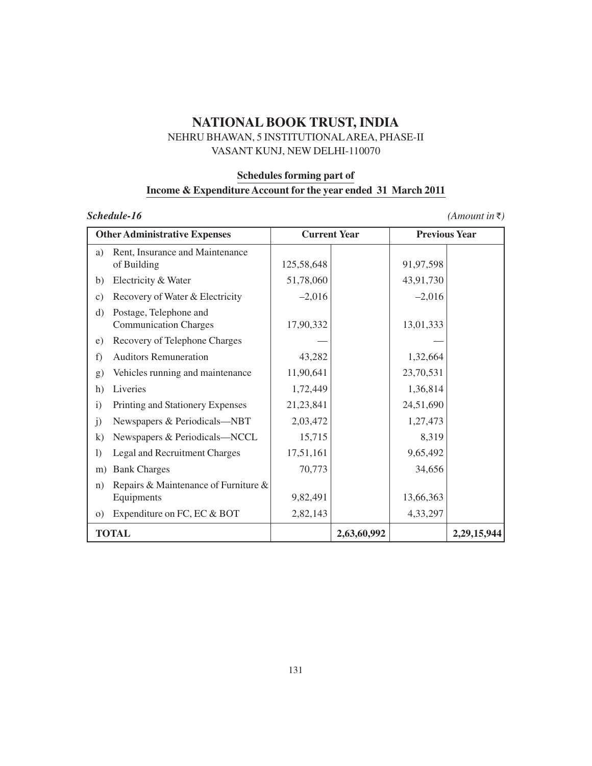# NATIONAL BOOK TRUST, INDIA

NEHRU BHAWAN, 5 INSTITUTIONAL AREA, PHASE-II
VASANT KUNJ, NEW DELHI-110070

**Schedules forming part of**
**Income & Expenditure Account for the year ended 31 March 2011**

***Schedule-16*** *(Amount in ₹)*

| **Other Administrative Expenses** | **Current Year** | | **Previous Year** | |
|---|---|---|---|---|
| a) Rent, Insurance and Maintenance of Building | 125,58,648 | | 91,97,598 | |
| b) Electricity & Water | 51,78,060 | | 43,91,730 | |
| c) Recovery of Water & Electricity | –2,016 | | –2,016 | |
| d) Postage, Telephone and Communication Charges | 17,90,332 | | 13,01,333 | |
| e) Recovery of Telephone Charges | — | | — | |
| f) Auditors Remuneration | 43,282 | | 1,32,664 | |
| g) Vehicles running and maintenance | 11,90,641 | | 23,70,531 | |
| h) Liveries | 1,72,449 | | 1,36,814 | |
| i) Printing and Stationery Expenses | 21,23,841 | | 24,51,690 | |
| j) Newspapers & Periodicals—NBT | 2,03,472 | | 1,27,473 | |
| k) Newspapers & Periodicals—NCCL | 15,715 | | 8,319 | |
| l) Legal and Recruitment Charges | 17,51,161 | | 9,65,492 | |
| m) Bank Charges | 70,773 | | 34,656 | |
| n) Repairs & Maintenance of Furniture & Equipments | 9,82,491 | | 13,66,363 | |
| o) Expenditure on FC, EC & BOT | 2,82,143 | | 4,33,297 | |
| **TOTAL** | | **2,63,60,992** | | **2,29,15,944** |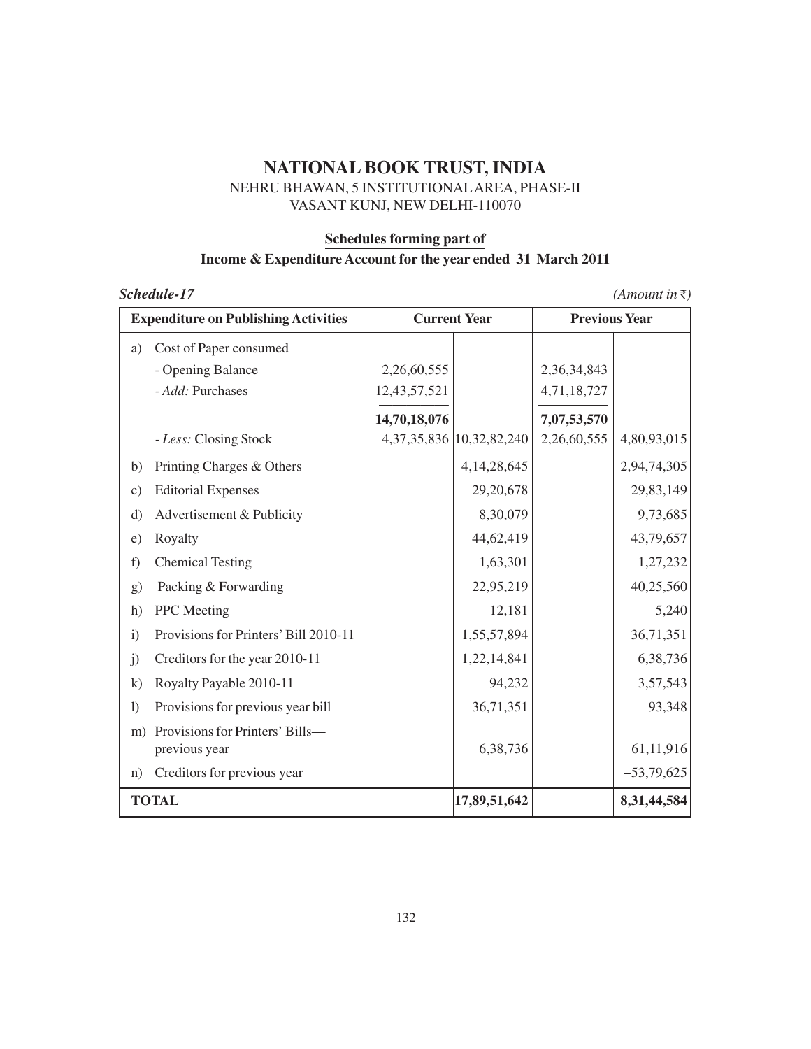# NATIONAL BOOK TRUST, INDIA

NEHRU BHAWAN, 5 INSTITUTIONAL AREA, PHASE-II
VASANT KUNJ, NEW DELHI-110070

## Schedules forming part of
## Income & Expenditure Account for the year ended 31 March 2011

***Schedule-17*** *(Amount in ₹)*

| Expenditure on Publishing Activities | Current Year | | Previous Year | |
|---|---|---|---|---|
| a) Cost of Paper consumed | | | | |
| - Opening Balance | 2,26,60,555 | | 2,36,34,843 | |
| - *Add:* Purchases | 12,43,57,521 | | 4,71,18,727 | |
| | **14,70,18,076** | | **7,07,53,570** | |
| - *Less:* Closing Stock | 4,37,35,836 | 10,32,82,240 | 2,26,60,555 | 4,80,93,015 |
| b) Printing Charges & Others | | 4,14,28,645 | | 2,94,74,305 |
| c) Editorial Expenses | | 29,20,678 | | 29,83,149 |
| d) Advertisement & Publicity | | 8,30,079 | | 9,73,685 |
| e) Royalty | | 44,62,419 | | 43,79,657 |
| f) Chemical Testing | | 1,63,301 | | 1,27,232 |
| g) Packing & Forwarding | | 22,95,219 | | 40,25,560 |
| h) PPC Meeting | | 12,181 | | 5,240 |
| i) Provisions for Printers' Bill 2010-11 | | 1,55,57,894 | | 36,71,351 |
| j) Creditors for the year 2010-11 | | 1,22,14,841 | | 6,38,736 |
| k) Royalty Payable 2010-11 | | 94,232 | | 3,57,543 |
| l) Provisions for previous year bill | | –36,71,351 | | –93,348 |
| m) Provisions for Printers' Bills—previous year | | –6,38,736 | | –61,11,916 |
| n) Creditors for previous year | | | | –53,79,625 |
| **TOTAL** | | **17,89,51,642** | | **8,31,44,584** |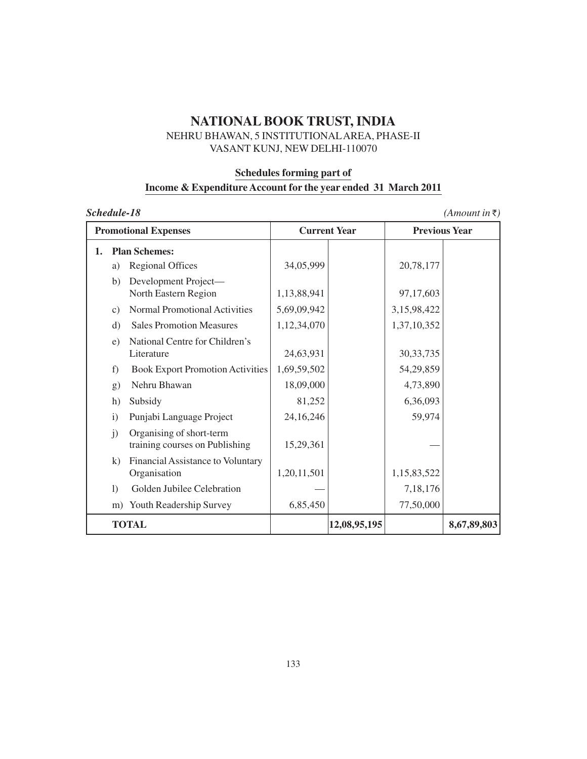# NATIONAL BOOK TRUST, INDIA

NEHRU BHAWAN, 5 INSTITUTIONAL AREA, PHASE-II
VASANT KUNJ, NEW DELHI-110070

## Schedules forming part of Income & Expenditure Account for the year ended 31 March 2011

***Schedule-18*** *(Amount in ₹)*

| Promotional Expenses | Current Year | | Previous Year | |
|---|---|---|---|---|
| **1. Plan Schemes:** | | | | |
| a) Regional Offices | 34,05,999 | | 20,78,177 | |
| b) Development Project— North Eastern Region | 1,13,88,941 | | 97,17,603 | |
| c) Normal Promotional Activities | 5,69,09,942 | | 3,15,98,422 | |
| d) Sales Promotion Measures | 1,12,34,070 | | 1,37,10,352 | |
| e) National Centre for Children's Literature | 24,63,931 | | 30,33,735 | |
| f) Book Export Promotion Activities | 1,69,59,502 | | 54,29,859 | |
| g) Nehru Bhawan | 18,09,000 | | 4,73,890 | |
| h) Subsidy | 81,252 | | 6,36,093 | |
| i) Punjabi Language Project | 24,16,246 | | 59,974 | |
| j) Organising of short-term training courses on Publishing | 15,29,361 | | — | |
| k) Financial Assistance to Voluntary Organisation | 1,20,11,501 | | 1,15,83,522 | |
| l) Golden Jubilee Celebration | — | | 7,18,176 | |
| m) Youth Readership Survey | 6,85,450 | | 77,50,000 | |
| **TOTAL** | | **12,08,95,195** | | **8,67,89,803** |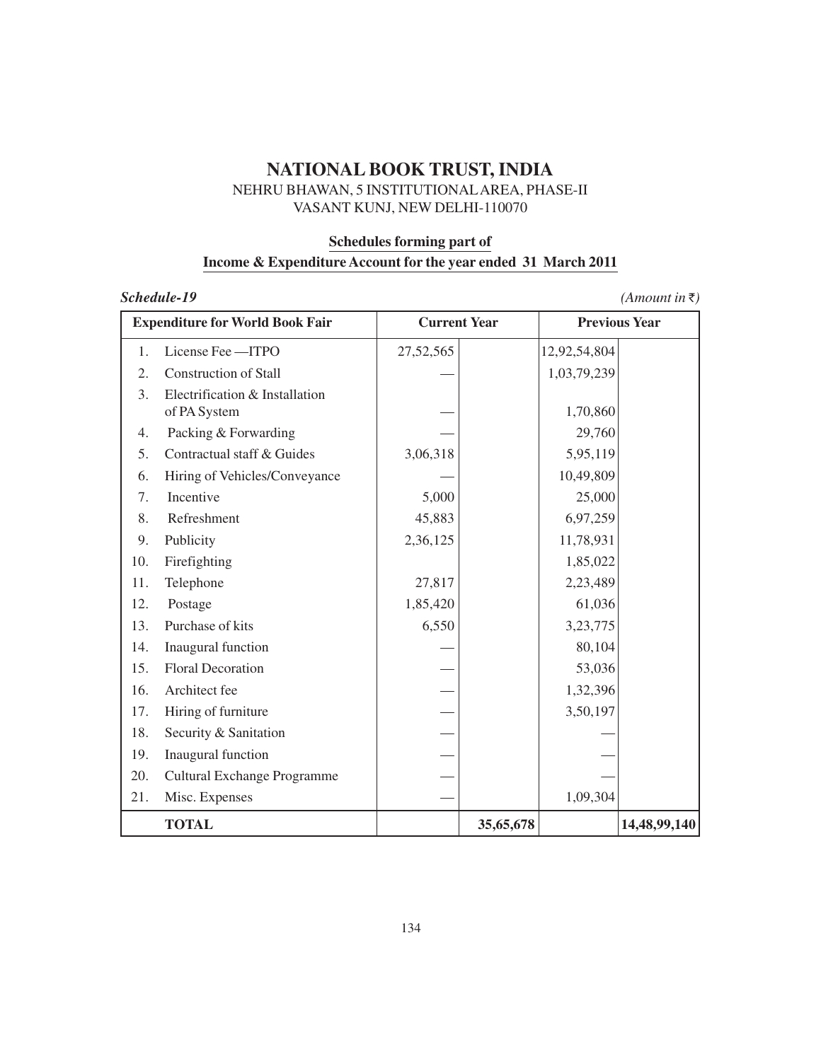# NATIONAL BOOK TRUST, INDIA

NEHRU BHAWAN, 5 INSTITUTIONAL AREA, PHASE-II
VASANT KUNJ, NEW DELHI-110070

**Schedules forming part of**
**Income & Expenditure Account for the year ended 31 March 2011**

***Schedule-19*** *(Amount in ₹)*

| | Expenditure for World Book Fair | Current Year | | Previous Year | |
|---|---|---|---|---|---|
| 1. | License Fee —ITPO | 27,52,565 | | 12,92,54,804 | |
| 2. | Construction of Stall | — | | 1,03,79,239 | |
| 3. | Electrification & Installation of PA System | — | | 1,70,860 | |
| 4. | Packing & Forwarding | — | | 29,760 | |
| 5. | Contractual staff & Guides | 3,06,318 | | 5,95,119 | |
| 6. | Hiring of Vehicles/Conveyance | — | | 10,49,809 | |
| 7. | Incentive | 5,000 | | 25,000 | |
| 8. | Refreshment | 45,883 | | 6,97,259 | |
| 9. | Publicity | 2,36,125 | | 11,78,931 | |
| 10. | Firefighting | | | 1,85,022 | |
| 11. | Telephone | 27,817 | | 2,23,489 | |
| 12. | Postage | 1,85,420 | | 61,036 | |
| 13. | Purchase of kits | 6,550 | | 3,23,775 | |
| 14. | Inaugural function | — | | 80,104 | |
| 15. | Floral Decoration | — | | 53,036 | |
| 16. | Architect fee | — | | 1,32,396 | |
| 17. | Hiring of furniture | — | | 3,50,197 | |
| 18. | Security & Sanitation | — | | — | |
| 19. | Inaugural function | — | | — | |
| 20. | Cultural Exchange Programme | — | | — | |
| 21. | Misc. Expenses | — | | 1,09,304 | |
| | **TOTAL** | | **35,65,678** | | **14,48,99,140** |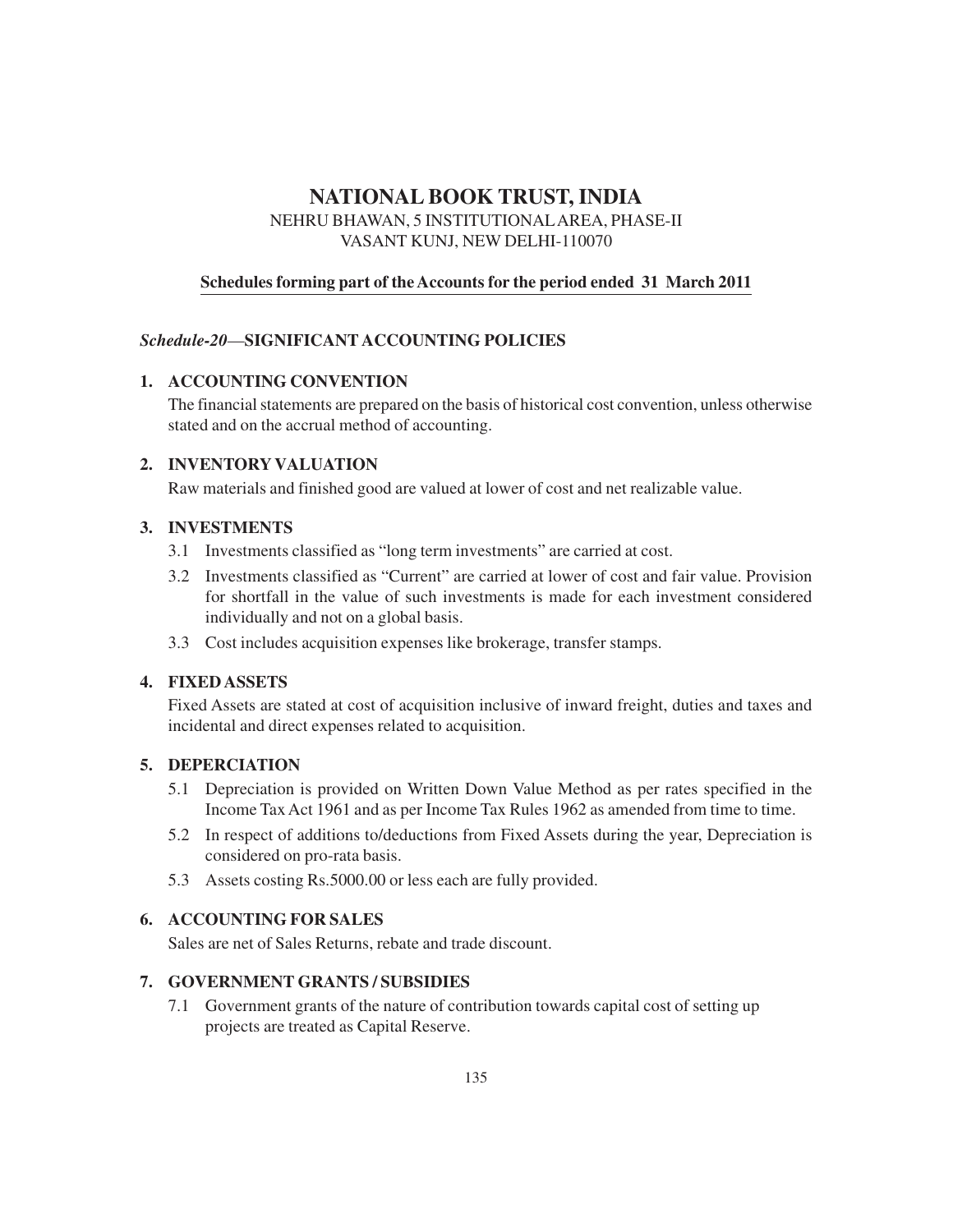# NATIONAL BOOK TRUST, INDIA

NEHRU BHAWAN, 5 INSTITUTIONAL AREA, PHASE-II
VASANT KUNJ, NEW DELHI-110070

**Schedules forming part of the Accounts for the period ended 31 March 2011**

### *Schedule-20*—SIGNIFICANT ACCOUNTING POLICIES

**1. ACCOUNTING CONVENTION**

The financial statements are prepared on the basis of historical cost convention, unless otherwise stated and on the accrual method of accounting.

**2. INVENTORY VALUATION**

Raw materials and finished good are valued at lower of cost and net realizable value.

**3. INVESTMENTS**

3.1 Investments classified as "long term investments" are carried at cost.

3.2 Investments classified as "Current" are carried at lower of cost and fair value. Provision for shortfall in the value of such investments is made for each investment considered individually and not on a global basis.

3.3 Cost includes acquisition expenses like brokerage, transfer stamps.

**4. FIXED ASSETS**

Fixed Assets are stated at cost of acquisition inclusive of inward freight, duties and taxes and incidental and direct expenses related to acquisition.

**5. DEPERCIATION**

5.1 Depreciation is provided on Written Down Value Method as per rates specified in the Income Tax Act 1961 and as per Income Tax Rules 1962 as amended from time to time.

5.2 In respect of additions to/deductions from Fixed Assets during the year, Depreciation is considered on pro-rata basis.

5.3 Assets costing Rs.5000.00 or less each are fully provided.

**6. ACCOUNTING FOR SALES**

Sales are net of Sales Returns, rebate and trade discount.

**7. GOVERNMENT GRANTS / SUBSIDIES**

7.1 Government grants of the nature of contribution towards capital cost of setting up projects are treated as Capital Reserve.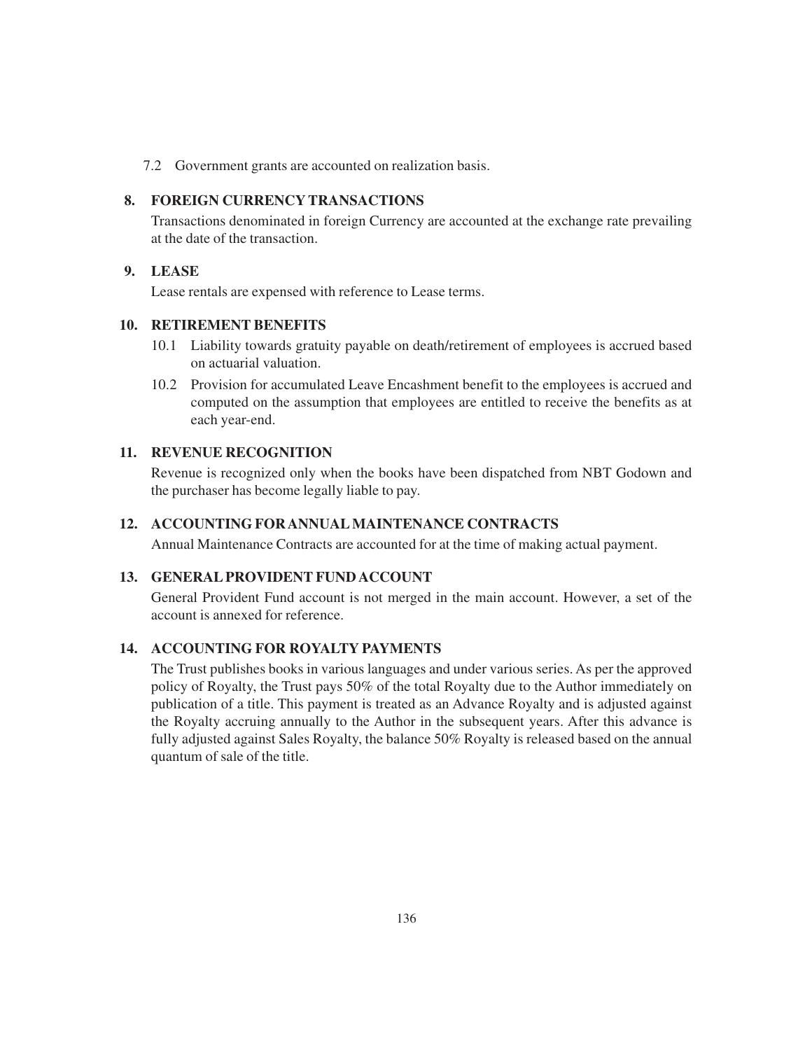7.2 Government grants are accounted on realization basis.

## 8. FOREIGN CURRENCY TRANSACTIONS

Transactions denominated in foreign Currency are accounted at the exchange rate prevailing at the date of the transaction.

## 9. LEASE

Lease rentals are expensed with reference to Lease terms.

## 10. RETIREMENT BENEFITS

10.1 Liability towards gratuity payable on death/retirement of employees is accrued based on actuarial valuation.

10.2 Provision for accumulated Leave Encashment benefit to the employees is accrued and computed on the assumption that employees are entitled to receive the benefits as at each year-end.

## 11. REVENUE RECOGNITION

Revenue is recognized only when the books have been dispatched from NBT Godown and the purchaser has become legally liable to pay.

## 12. ACCOUNTING FOR ANNUAL MAINTENANCE CONTRACTS

Annual Maintenance Contracts are accounted for at the time of making actual payment.

## 13. GENERAL PROVIDENT FUND ACCOUNT

General Provident Fund account is not merged in the main account. However, a set of the account is annexed for reference.

## 14. ACCOUNTING FOR ROYALTY PAYMENTS

The Trust publishes books in various languages and under various series. As per the approved policy of Royalty, the Trust pays 50% of the total Royalty due to the Author immediately on publication of a title. This payment is treated as an Advance Royalty and is adjusted against the Royalty accruing annually to the Author in the subsequent years. After this advance is fully adjusted against Sales Royalty, the balance 50% Royalty is released based on the annual quantum of sale of the title.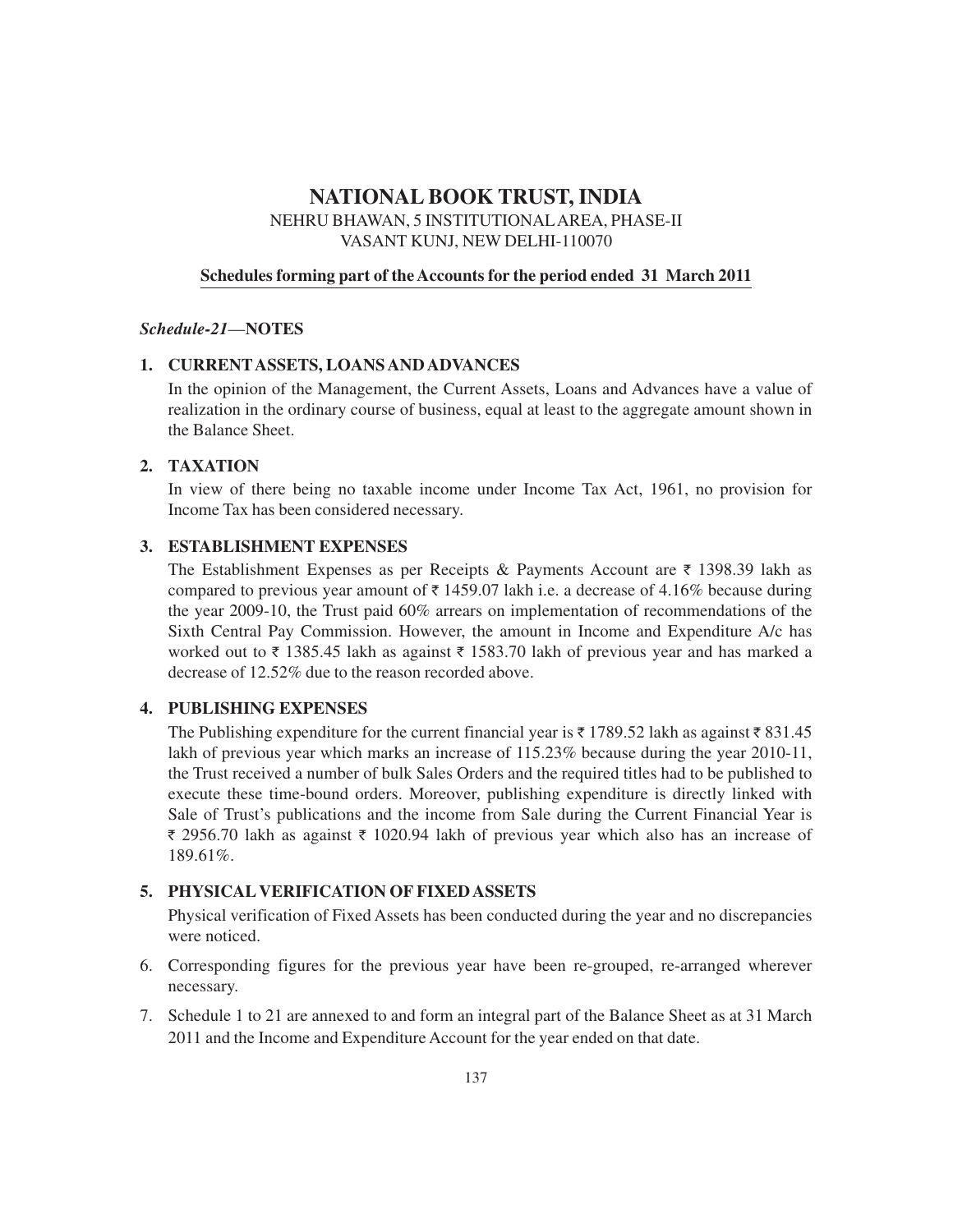# NATIONAL BOOK TRUST, INDIA

NEHRU BHAWAN, 5 INSTITUTIONAL AREA, PHASE-II
VASANT KUNJ, NEW DELHI-110070

**Schedules forming part of the Accounts for the period ended 31 March 2011**

***Schedule-21*—NOTES**

### 1. CURRENT ASSETS, LOANS AND ADVANCES

In the opinion of the Management, the Current Assets, Loans and Advances have a value of realization in the ordinary course of business, equal at least to the aggregate amount shown in the Balance Sheet.

### 2. TAXATION

In view of there being no taxable income under Income Tax Act, 1961, no provision for Income Tax has been considered necessary.

### 3. ESTABLISHMENT EXPENSES

The Establishment Expenses as per Receipts & Payments Account are ₹ 1398.39 lakh as compared to previous year amount of ₹ 1459.07 lakh i.e. a decrease of 4.16% because during the year 2009-10, the Trust paid 60% arrears on implementation of recommendations of the Sixth Central Pay Commission. However, the amount in Income and Expenditure A/c has worked out to ₹ 1385.45 lakh as against ₹ 1583.70 lakh of previous year and has marked a decrease of 12.52% due to the reason recorded above.

### 4. PUBLISHING EXPENSES

The Publishing expenditure for the current financial year is ₹ 1789.52 lakh as against ₹ 831.45 lakh of previous year which marks an increase of 115.23% because during the year 2010-11, the Trust received a number of bulk Sales Orders and the required titles had to be published to execute these time-bound orders. Moreover, publishing expenditure is directly linked with Sale of Trust's publications and the income from Sale during the Current Financial Year is ₹ 2956.70 lakh as against ₹ 1020.94 lakh of previous year which also has an increase of 189.61%.

### 5. PHYSICAL VERIFICATION OF FIXED ASSETS

Physical verification of Fixed Assets has been conducted during the year and no discrepancies were noticed.

6. Corresponding figures for the previous year have been re-grouped, re-arranged wherever necessary.

7. Schedule 1 to 21 are annexed to and form an integral part of the Balance Sheet as at 31 March 2011 and the Income and Expenditure Account for the year ended on that date.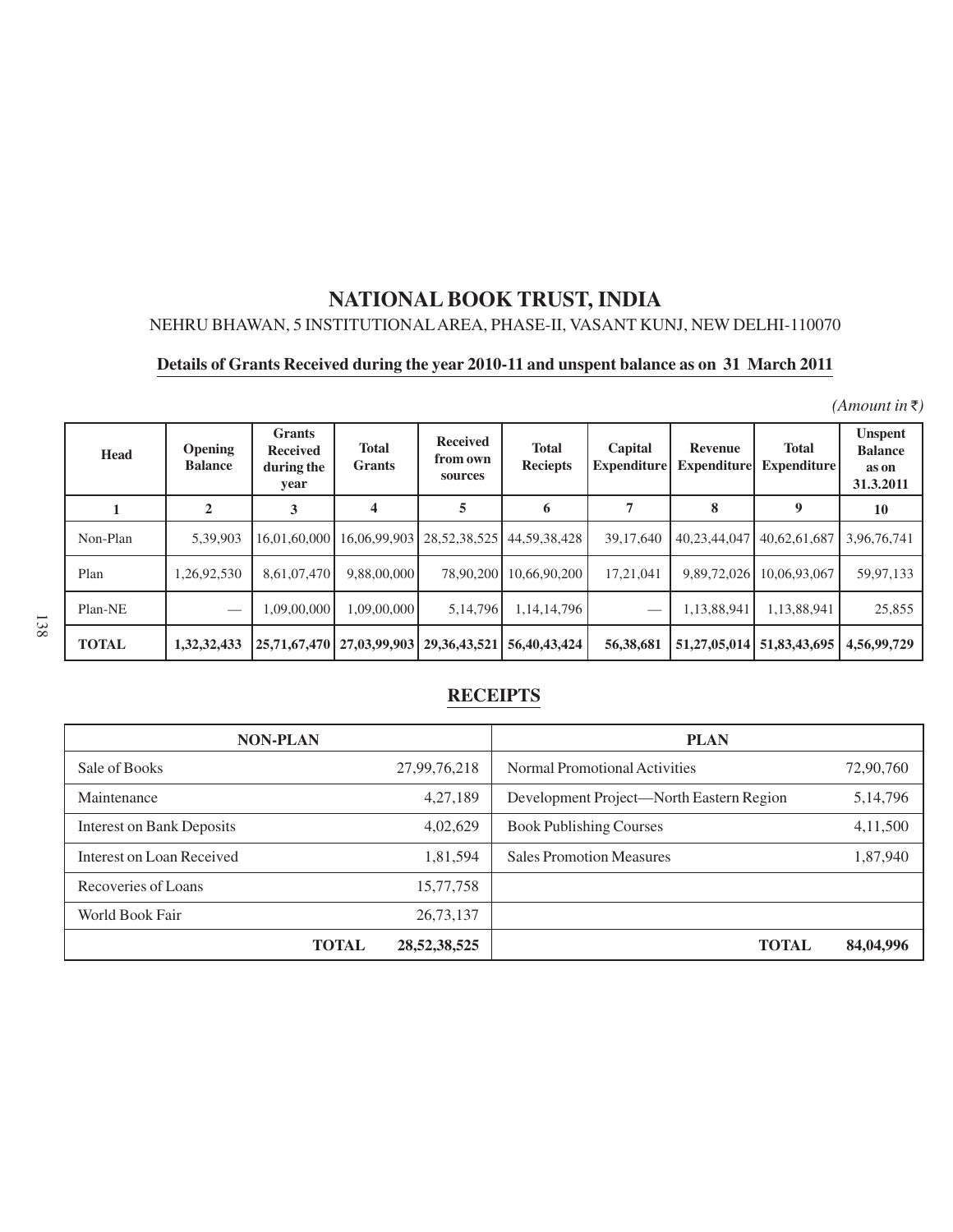# NATIONAL BOOK TRUST, INDIA

NEHRU BHAWAN, 5 INSTITUTIONAL AREA, PHASE-II, VASANT KUNJ, NEW DELHI-110070

**Details of Grants Received during the year 2010-11 and unspent balance as on 31 March 2011**

*(Amount in ₹)*

| Head | Opening Balance | Grants Received during the year | Total Grants | Received from own sources | Total Reciepts | Capital Expenditure | Revenue Expenditure | Total Expenditure | Unspent Balance as on 31.3.2011 |
|---|---|---|---|---|---|---|---|---|---|
| 1 | 2 | 3 | 4 | 5 | 6 | 7 | 8 | 9 | 10 |
| Non-Plan | 5,39,903 | 16,01,60,000 | 16,06,99,903 | 28,52,38,525 | 44,59,38,428 | 39,17,640 | 40,23,44,047 | 40,62,61,687 | 3,96,76,741 |
| Plan | 1,26,92,530 | 8,61,07,470 | 9,88,00,000 | 78,90,200 | 10,66,90,200 | 17,21,041 | 9,89,72,026 | 10,06,93,067 | 59,97,133 |
| Plan-NE | — | 1,09,00,000 | 1,09,00,000 | 5,14,796 | 1,14,14,796 | — | 1,13,88,941 | 1,13,88,941 | 25,855 |
| **TOTAL** | **1,32,32,433** | **25,71,67,470** | **27,03,99,903** | **29,36,43,521** | **56,40,43,424** | **56,38,681** | **51,27,05,014** | **51,83,43,695** | **4,56,99,729** |

## RECEIPTS

| NON-PLAN | | PLAN | |
|---|---|---|---|
| Sale of Books | 27,99,76,218 | Normal Promotional Activities | 72,90,760 |
| Maintenance | 4,27,189 | Development Project—North Eastern Region | 5,14,796 |
| Interest on Bank Deposits | 4,02,629 | Book Publishing Courses | 4,11,500 |
| Interest on Loan Received | 1,81,594 | Sales Promotion Measures | 1,87,940 |
| Recoveries of Loans | 15,77,758 | | |
| World Book Fair | 26,73,137 | | |
| **TOTAL** | **28,52,38,525** | **TOTAL** | **84,04,996** |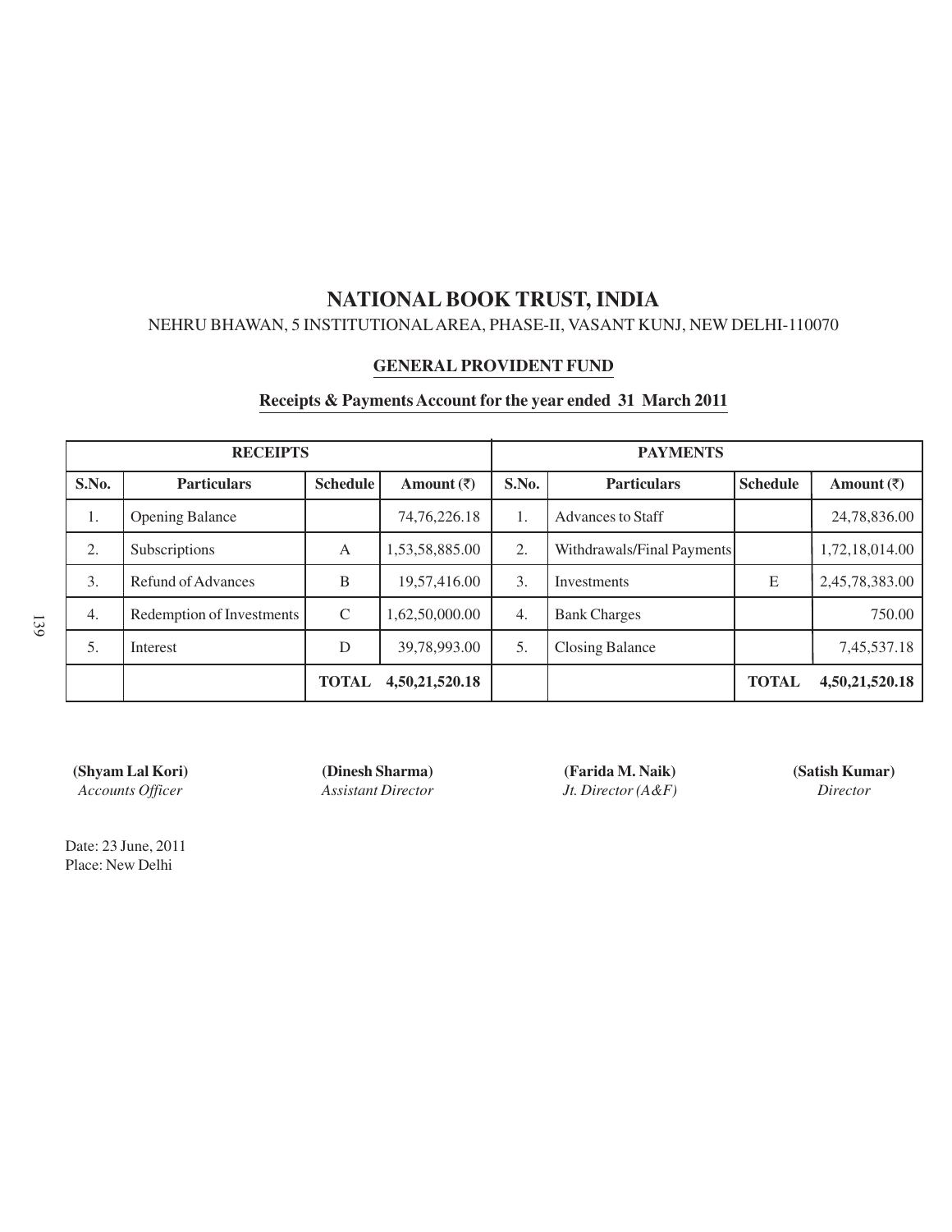# NATIONAL BOOK TRUST, INDIA

NEHRU BHAWAN, 5 INSTITUTIONAL AREA, PHASE-II, VASANT KUNJ, NEW DELHI-110070

## GENERAL PROVIDENT FUND

### Receipts & Payments Account for the year ended 31 March 2011

| RECEIPTS | | | | PAYMENTS | | | |
|---|---|---|---|---|---|---|---|
| **S.No.** | **Particulars** | **Schedule** | **Amount (₹)** | **S.No.** | **Particulars** | **Schedule** | **Amount (₹)** |
| 1. | Opening Balance | | 74,76,226.18 | 1. | Advances to Staff | | 24,78,836.00 |
| 2. | Subscriptions | A | 1,53,58,885.00 | 2. | Withdrawals/Final Payments | | 1,72,18,014.00 |
| 3. | Refund of Advances | B | 19,57,416.00 | 3. | Investments | E | 2,45,78,383.00 |
| 4. | Redemption of Investments | C | 1,62,50,000.00 | 4. | Bank Charges | | 750.00 |
| 5. | Interest | D | 39,78,993.00 | 5. | Closing Balance | | 7,45,537.18 |
| | | **TOTAL** | **4,50,21,520.18** | | | **TOTAL** | **4,50,21,520.18** |

**(Shyam Lal Kori)**
*Accounts Officer*

**(Dinesh Sharma)**
*Assistant Director*

**(Farida M. Naik)**
*Jt. Director (A&F)*

**(Satish Kumar)**
*Director*

Date: 23 June, 2011
Place: New Delhi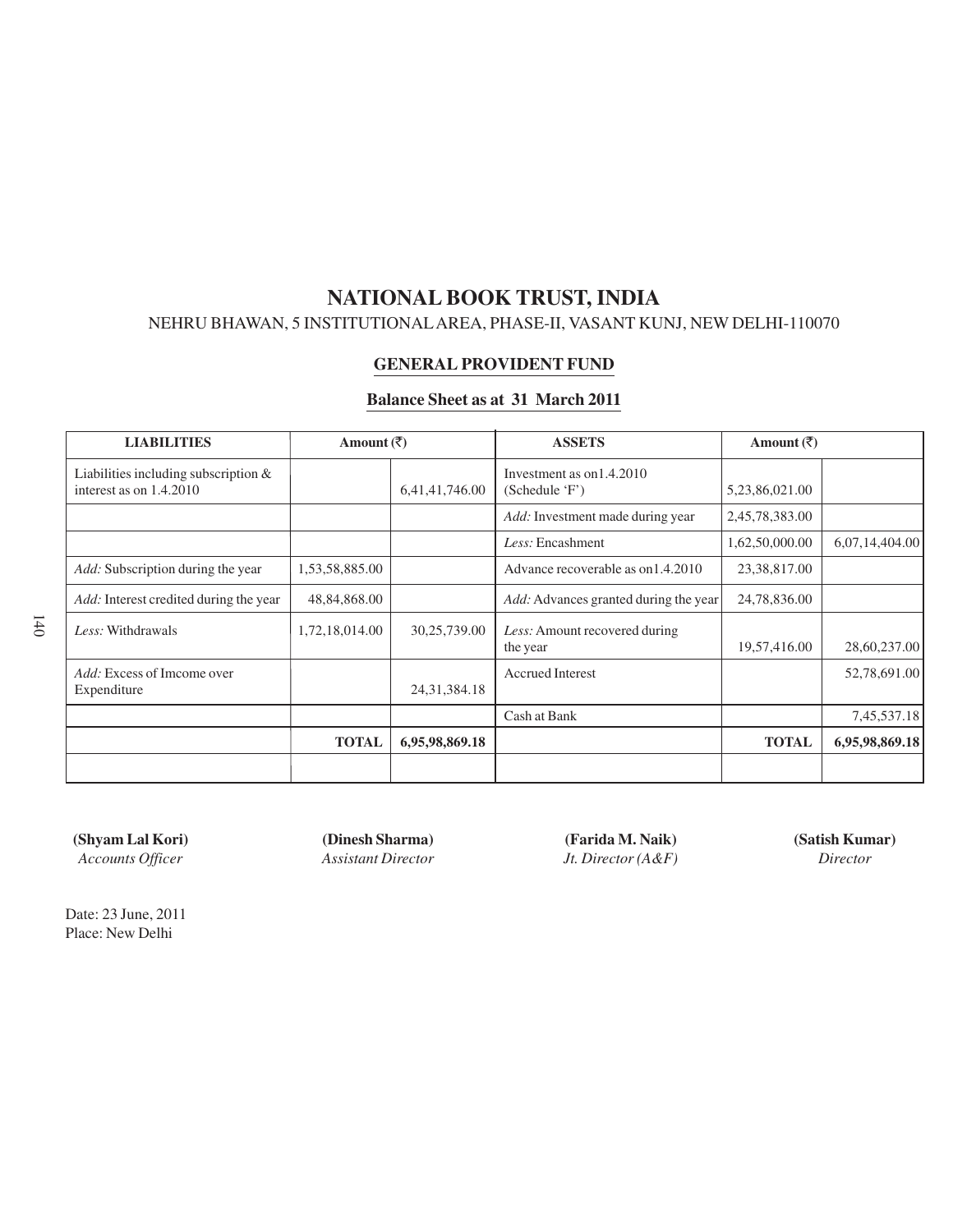# NATIONAL BOOK TRUST, INDIA

NEHRU BHAWAN, 5 INSTITUTIONAL AREA, PHASE-II, VASANT KUNJ, NEW DELHI-110070

## GENERAL PROVIDENT FUND

### Balance Sheet as at 31 March 2011

| LIABILITIES | Amount (₹) | | ASSETS | Amount (₹) | |
|---|---|---|---|---|---|
| Liabilities including subscription & interest as on 1.4.2010 | | 6,41,41,746.00 | Investment as on1.4.2010 (Schedule 'F') | 5,23,86,021.00 | |
| | | | *Add:* Investment made during year | 2,45,78,383.00 | |
| | | | *Less:* Encashment | 1,62,50,000.00 | 6,07,14,404.00 |
| *Add:* Subscription during the year | 1,53,58,885.00 | | Advance recoverable as on1.4.2010 | 23,38,817.00 | |
| *Add:* Interest credited during the year | 48,84,868.00 | | *Add:* Advances granted during the year | 24,78,836.00 | |
| *Less:* Withdrawals | 1,72,18,014.00 | 30,25,739.00 | *Less:* Amount recovered during the year | 19,57,416.00 | 28,60,237.00 |
| *Add:* Excess of Imcome over Expenditure | | 24,31,384.18 | Accrued Interest | | 52,78,691.00 |
| | | | Cash at Bank | | 7,45,537.18 |
| | **TOTAL** | **6,95,98,869.18** | | **TOTAL** | **6,95,98,869.18** |

**(Shyam Lal Kori)**
*Accounts Officer*

**(Dinesh Sharma)**
*Assistant Director*

**(Farida M. Naik)**
*Jt. Director (A&F)*

**(Satish Kumar)**
*Director*

Date: 23 June, 2011
Place: New Delhi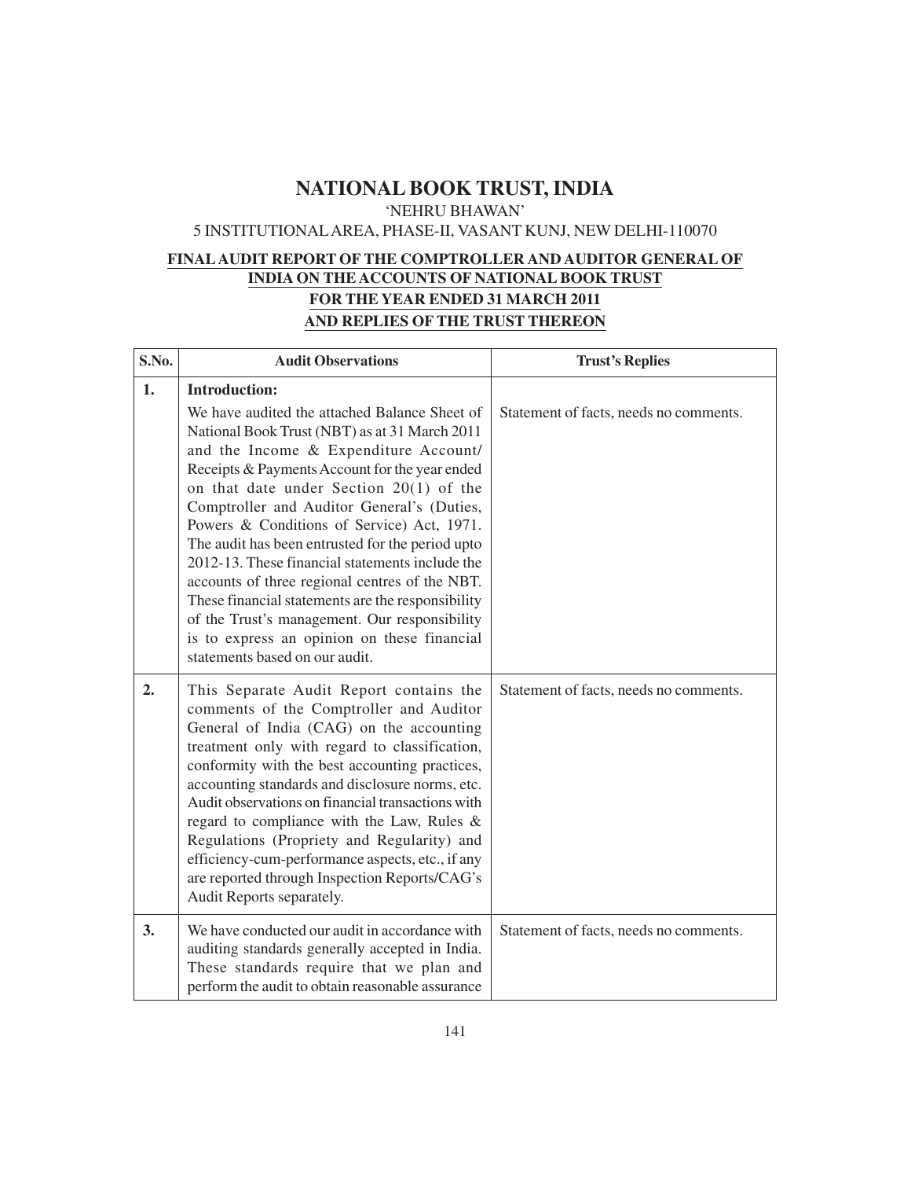# NATIONAL BOOK TRUST, INDIA

'NEHRU BHAWAN'

5 INSTITUTIONAL AREA, PHASE-II, VASANT KUNJ, NEW DELHI-110070

## FINAL AUDIT REPORT OF THE COMPTROLLER AND AUDITOR GENERAL OF INDIA ON THE ACCOUNTS OF NATIONAL BOOK TRUST FOR THE YEAR ENDED 31 MARCH 2011 AND REPLIES OF THE TRUST THEREON

| S.No. | Audit Observations | Trust's Replies |
|---|---|---|
| **1.** | **Introduction:** We have audited the attached Balance Sheet of National Book Trust (NBT) as at 31 March 2011 and the Income & Expenditure Account/ Receipts & Payments Account for the year ended on that date under Section 20(1) of the Comptroller and Auditor General's (Duties, Powers & Conditions of Service) Act, 1971. The audit has been entrusted for the period upto 2012-13. These financial statements include the accounts of three regional centres of the NBT. These financial statements are the responsibility of the Trust's management. Our responsibility is to express an opinion on these financial statements based on our audit. | Statement of facts, needs no comments. |
| **2.** | This Separate Audit Report contains the comments of the Comptroller and Auditor General of India (CAG) on the accounting treatment only with regard to classification, conformity with the best accounting practices, accounting standards and disclosure norms, etc. Audit observations on financial transactions with regard to compliance with the Law, Rules & Regulations (Propriety and Regularity) and efficiency-cum-performance aspects, etc., if any are reported through Inspection Reports/CAG's Audit Reports separately. | Statement of facts, needs no comments. |
| **3.** | We have conducted our audit in accordance with auditing standards generally accepted in India. These standards require that we plan and perform the audit to obtain reasonable assurance | Statement of facts, needs no comments. |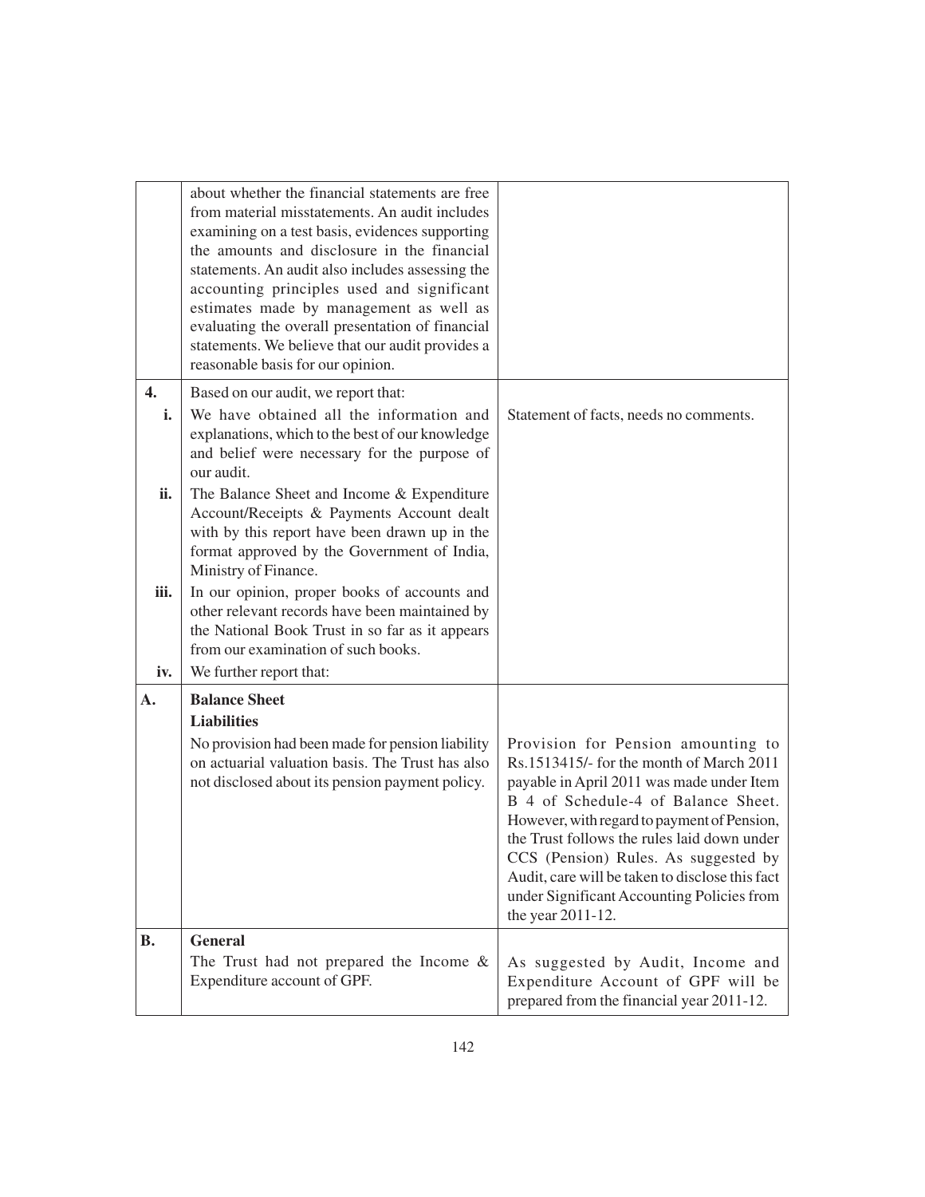| | | |
|---|---|---|
| | about whether the financial statements are free from material misstatements. An audit includes examining on a test basis, evidences supporting the amounts and disclosure in the financial statements. An audit also includes assessing the accounting principles used and significant estimates made by management as well as evaluating the overall presentation of financial statements. We believe that our audit provides a reasonable basis for our opinion. | |
| **4.** | Based on our audit, we report that: | |
| **i.** | We have obtained all the information and explanations, which to the best of our knowledge and belief were necessary for the purpose of our audit. | Statement of facts, needs no comments. |
| **ii.** | The Balance Sheet and Income & Expenditure Account/Receipts & Payments Account dealt with by this report have been drawn up in the format approved by the Government of India, Ministry of Finance. | |
| **iii.** | In our opinion, proper books of accounts and other relevant records have been maintained by the National Book Trust in so far as it appears from our examination of such books. | |
| **iv.** | We further report that: | |
| **A.** | **Balance Sheet**<br>**Liabilities**<br>No provision had been made for pension liability on actuarial valuation basis. The Trust has also not disclosed about its pension payment policy. | Provision for Pension amounting to Rs.1513415/- for the month of March 2011 payable in April 2011 was made under Item B 4 of Schedule-4 of Balance Sheet. However, with regard to payment of Pension, the Trust follows the rules laid down under CCS (Pension) Rules. As suggested by Audit, care will be taken to disclose this fact under Significant Accounting Policies from the year 2011-12. |
| **B.** | **General**<br>The Trust had not prepared the Income & Expenditure account of GPF. | As suggested by Audit, Income and Expenditure Account of GPF will be prepared from the financial year 2011-12. |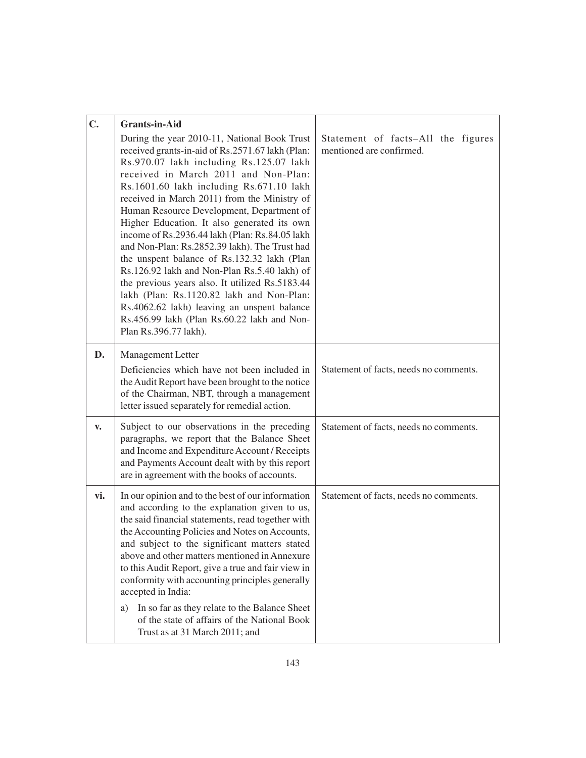| | | |
|---|---|---|
| **C.** | **Grants-in-Aid**<br><br>During the year 2010-11, National Book Trust received grants-in-aid of Rs.2571.67 lakh (Plan: Rs.970.07 lakh including Rs.125.07 lakh received in March 2011 and Non-Plan: Rs.1601.60 lakh including Rs.671.10 lakh received in March 2011) from the Ministry of Human Resource Development, Department of Higher Education. It also generated its own income of Rs.2936.44 lakh (Plan: Rs.84.05 lakh and Non-Plan: Rs.2852.39 lakh). The Trust had the unspent balance of Rs.132.32 lakh (Plan Rs.126.92 lakh and Non-Plan Rs.5.40 lakh) of the previous years also. It utilized Rs.5183.44 lakh (Plan: Rs.1120.82 lakh and Non-Plan: Rs.4062.62 lakh) leaving an unspent balance Rs.456.99 lakh (Plan Rs.60.22 lakh and Non-Plan Rs.396.77 lakh). | Statement of facts–All the figures mentioned are confirmed. |
| **D.** | Management Letter<br><br>Deficiencies which have not been included in the Audit Report have been brought to the notice of the Chairman, NBT, through a management letter issued separately for remedial action. | Statement of facts, needs no comments. |
| **v.** | Subject to our observations in the preceding paragraphs, we report that the Balance Sheet and Income and Expenditure Account / Receipts and Payments Account dealt with by this report are in agreement with the books of accounts. | Statement of facts, needs no comments. |
| **vi.** | In our opinion and to the best of our information and according to the explanation given to us, the said financial statements, read together with the Accounting Policies and Notes on Accounts, and subject to the significant matters stated above and other matters mentioned in Annexure to this Audit Report, give a true and fair view in conformity with accounting principles generally accepted in India:<br><br>a) In so far as they relate to the Balance Sheet of the state of affairs of the National Book Trust as at 31 March 2011; and | Statement of facts, needs no comments. |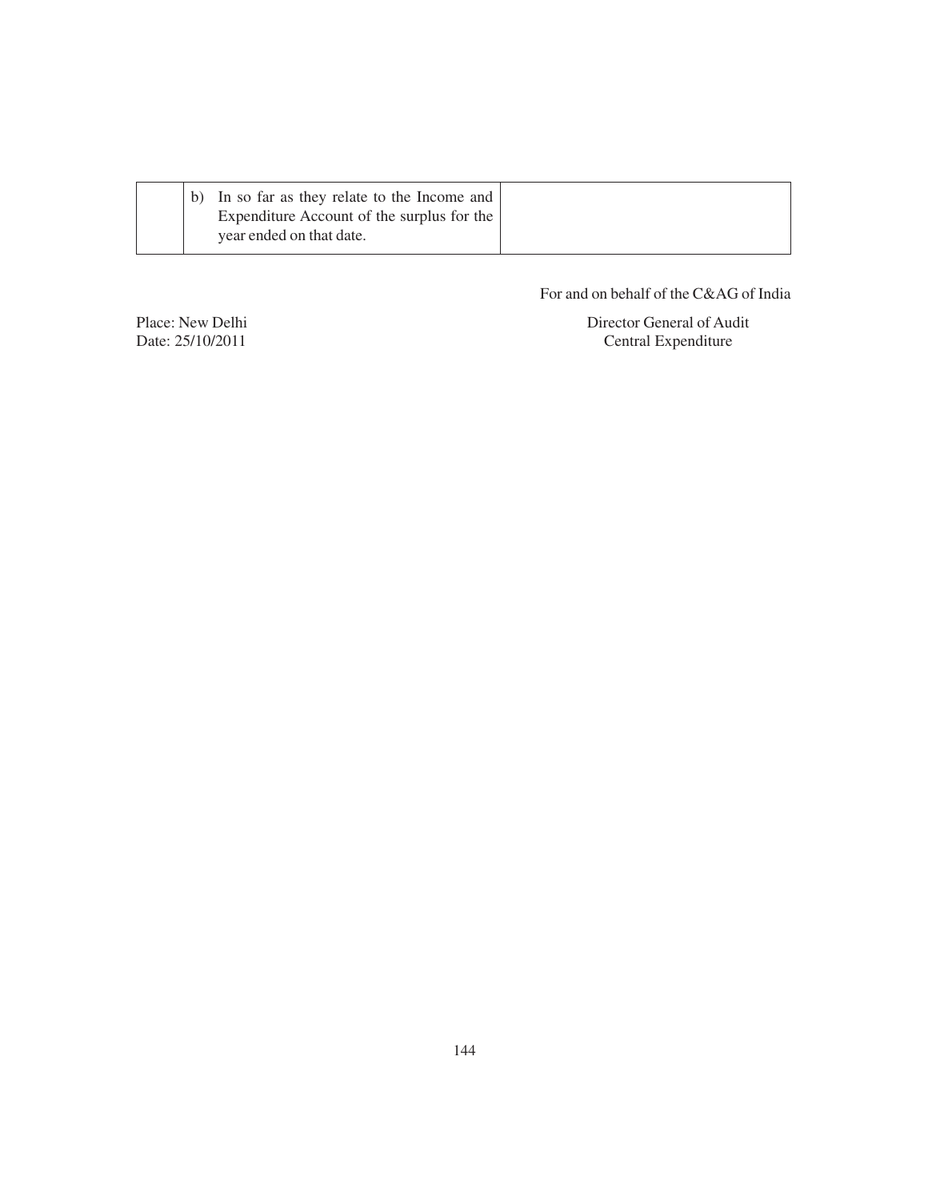|  |  |  |
|---|---|---|
|  | b) In so far as they relate to the Income and Expenditure Account of the surplus for the year ended on that date. |  |

For and on behalf of the C&AG of India

Place: New Delhi
Date: 25/10/2011

Director General of Audit
Central Expenditure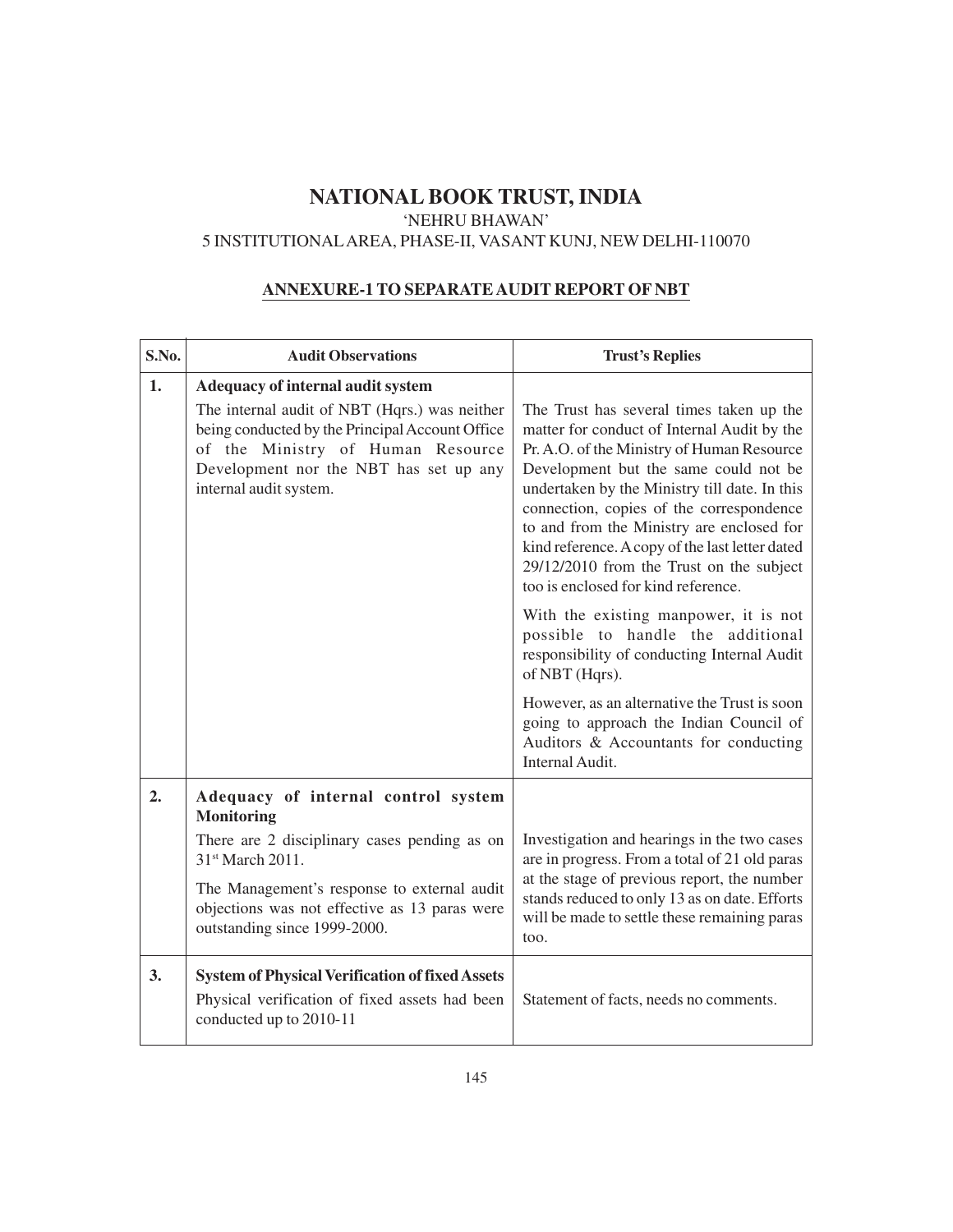# NATIONAL BOOK TRUST, INDIA

'NEHRU BHAWAN'

5 INSTITUTIONAL AREA, PHASE-II, VASANT KUNJ, NEW DELHI-110070

## ANNEXURE-1 TO SEPARATE AUDIT REPORT OF NBT

| S.No. | Audit Observations | Trust's Replies |
|---|---|---|
| **1.** | **Adequacy of internal audit system**<br><br>The internal audit of NBT (Hqrs.) was neither being conducted by the Principal Account Office of the Ministry of Human Resource Development nor the NBT has set up any internal audit system. | The Trust has several times taken up the matter for conduct of Internal Audit by the Pr. A.O. of the Ministry of Human Resource Development but the same could not be undertaken by the Ministry till date. In this connection, copies of the correspondence to and from the Ministry are enclosed for kind reference. A copy of the last letter dated 29/12/2010 from the Trust on the subject too is enclosed for kind reference.<br><br>With the existing manpower, it is not possible to handle the additional responsibility of conducting Internal Audit of NBT (Hqrs).<br><br>However, as an alternative the Trust is soon going to approach the Indian Council of Auditors & Accountants for conducting Internal Audit. |
| **2.** | **Adequacy of internal control system Monitoring**<br><br>There are 2 disciplinary cases pending as on 31st March 2011.<br><br>The Management's response to external audit objections was not effective as 13 paras were outstanding since 1999-2000. | Investigation and hearings in the two cases are in progress. From a total of 21 old paras at the stage of previous report, the number stands reduced to only 13 as on date. Efforts will be made to settle these remaining paras too. |
| **3.** | **System of Physical Verification of fixed Assets**<br><br>Physical verification of fixed assets had been conducted up to 2010-11 | Statement of facts, needs no comments. |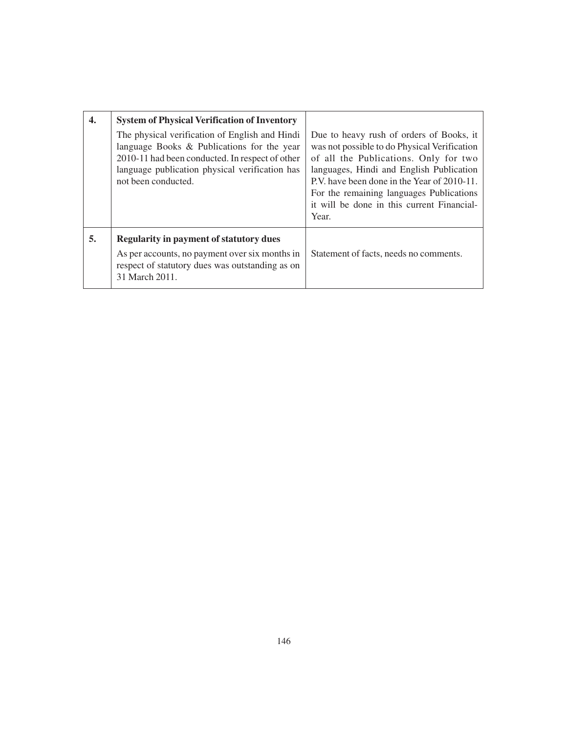| | | |
|---|---|---|
| **4.** | **System of Physical Verification of Inventory**<br>The physical verification of English and Hindi language Books & Publications for the year 2010-11 had been conducted. In respect of other language publication physical verification has not been conducted. | Due to heavy rush of orders of Books, it was not possible to do Physical Verification of all the Publications. Only for two languages, Hindi and English Publication P.V. have been done in the Year of 2010-11. For the remaining languages Publications it will be done in this current Financial-Year. |
| **5.** | **Regularity in payment of statutory dues**<br>As per accounts, no payment over six months in respect of statutory dues was outstanding as on 31 March 2011. | Statement of facts, needs no comments. |